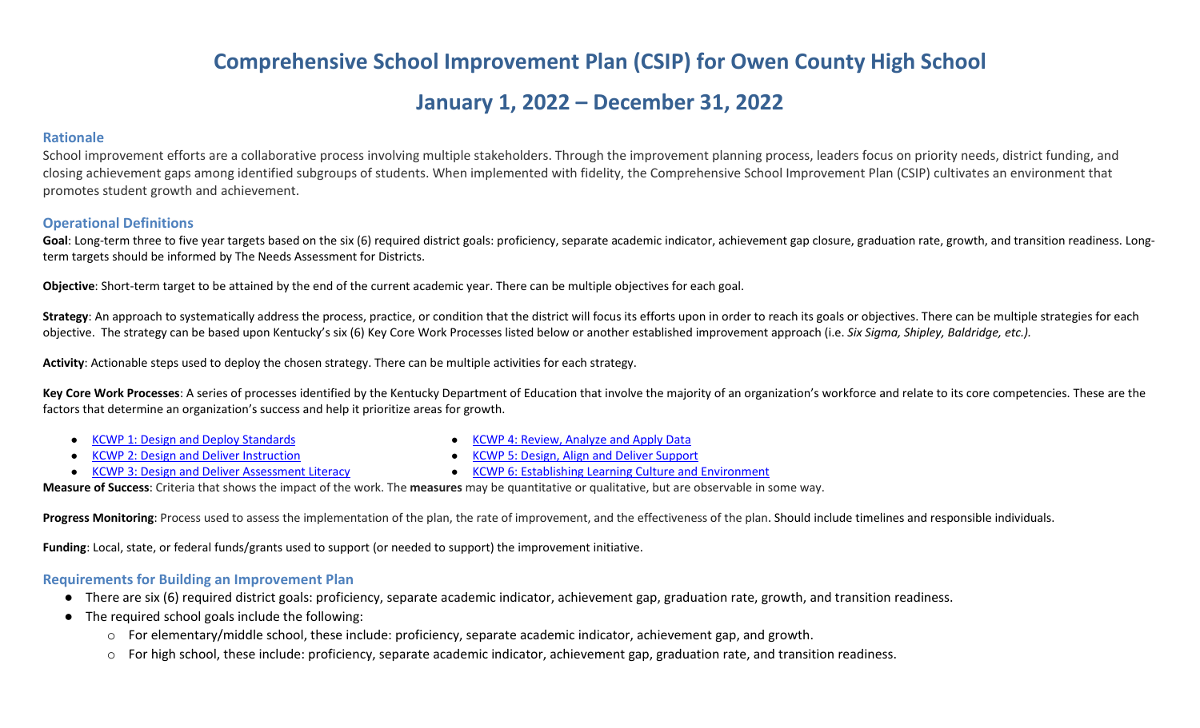# Comprehensive School Improvement Plan (CSIP) for Owen County High School

# January 1, 2022 – December 31, 2022

## Rationale

School improvement efforts are a collaborative process involving multiple stakeholders. Through the improvement planning process, leaders focus on priority needs, district funding, and closing achievement gaps among identified subgroups of students. When implemented with fidelity, the Comprehensive School Improvement Plan (CSIP) cultivates an environment that promotes student growth and achievement.

## Operational Definitions

**Goal**: Long-term three to five year targets based on the six (6) required district goals: proficiency, separate academic indicator, achievement gap closure, graduation rate, growth, and transition readiness. Long-term targets should be informed by The Needs Assessment for Districts.

**Objective**: Short-term target to be attained by the end of the current academic year. There can be multiple objectives for each goal.

**Strategy**: An approach to systematically address the process, practice, or condition that the district will focus its efforts upon in order to reach its goals or objectives. There can be multiple strategies for each objective. The strategy can be based upon Kentucky's six (6) Key Core Work Processes listed below or another established improvement approach (i.e. *Six Sigma, Shipley, Baldridge, etc.).*

**Activity**: Actionable steps used to deploy the chosen strategy. There can be multiple activities for each strategy.

**Key Core Work Processes**: A series of processes identified by the Kentucky Department of Education that involve the majority of an organization's workforce and relate to its core competencies. These are the factors that determine an organization's success and help it prioritize areas for growth.

- KCWP 1: Design and Deploy Standards
- KCWP 2: Design and Deliver Instruction
- KCWP 3: Design and Deliver Assessment Literacy
- KCWP 4: Review, Analyze and Apply Data
- KCWP 5: Design, Align and Deliver Support
- KCWP 6: Establishing Learning Culture and Environment

**Measure of Success**: Criteria that shows the impact of the work. The **measures** may be quantitative or qualitative, but are observable in some way.

**Progress Monitoring**: Process used to assess the implementation of the plan, the rate of improvement, and the effectiveness of the plan. Should include timelines and responsible individuals.

**Funding**: Local, state, or federal funds/grants used to support (or needed to support) the improvement initiative.

## Requirements for Building an Improvement Plan

- There are six (6) required district goals: proficiency, separate academic indicator, achievement gap, graduation rate, growth, and transition readiness.
- The required school goals include the following:
  - For elementary/middle school, these include: proficiency, separate academic indicator, achievement gap, and growth.
  - For high school, these include: proficiency, separate academic indicator, achievement gap, graduation rate, and transition readiness.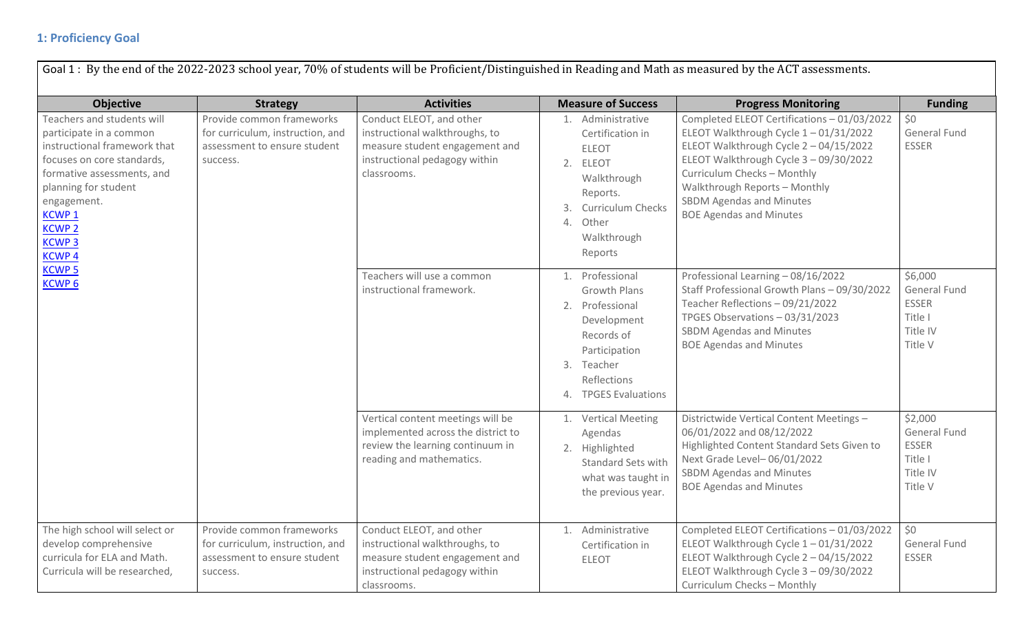### 1: Proficiency Goal

| Goal 1 : By the end of the 2022-2023 school year, 70% of students will be Proficient/Distinguished in Reading and Math as measured by the ACT assessments. | | | | | |
|---|---|---|---|---|---|
| **Objective** | **Strategy** | **Activities** | **Measure of Success** | **Progress Monitoring** | **Funding** |
| Teachers and students will participate in a common instructional framework that focuses on core standards, formative assessments, and planning for student engagement.<br>KCWP 1<br>KCWP 2<br>KCWP 3<br>KCWP 4<br>KCWP 5<br>KCWP 6 | Provide common frameworks for curriculum, instruction, and assessment to ensure student success. | Conduct ELEOT, and other instructional walkthroughs, to measure student engagement and instructional pedagogy within classrooms. | 1. Administrative Certification in ELEOT<br>2. ELEOT Walkthrough Reports.<br>3. Curriculum Checks<br>4. Other Walkthrough Reports | Completed ELEOT Certifications – 01/03/2022<br>ELEOT Walkthrough Cycle 1 – 01/31/2022<br>ELEOT Walkthrough Cycle 2 – 04/15/2022<br>ELEOT Walkthrough Cycle 3 – 09/30/2022<br>Curriculum Checks – Monthly<br>Walkthrough Reports – Monthly<br>SBDM Agendas and Minutes<br>BOE Agendas and Minutes | $0<br>General Fund<br>ESSER |
| | | Teachers will use a common instructional framework. | 1. Professional Growth Plans<br>2. Professional Development Records of Participation<br>3. Teacher Reflections<br>4. TPGES Evaluations | Professional Learning – 08/16/2022<br>Staff Professional Growth Plans – 09/30/2022<br>Teacher Reflections – 09/21/2022<br>TPGES Observations – 03/31/2023<br>SBDM Agendas and Minutes<br>BOE Agendas and Minutes | $6,000<br>General Fund<br>ESSER<br>Title I<br>Title IV<br>Title V |
| | | Vertical content meetings will be implemented across the district to review the learning continuum in reading and mathematics. | 1. Vertical Meeting Agendas<br>2. Highlighted Standard Sets with what was taught in the previous year. | Districtwide Vertical Content Meetings – 06/01/2022 and 08/12/2022<br>Highlighted Content Standard Sets Given to Next Grade Level– 06/01/2022<br>SBDM Agendas and Minutes<br>BOE Agendas and Minutes | $2,000<br>General Fund<br>ESSER<br>Title I<br>Title IV<br>Title V |
| The high school will select or develop comprehensive curricula for ELA and Math. Curricula will be researched, | Provide common frameworks for curriculum, instruction, and assessment to ensure student success. | Conduct ELEOT, and other instructional walkthroughs, to measure student engagement and instructional pedagogy within classrooms. | 1. Administrative Certification in ELEOT | Completed ELEOT Certifications – 01/03/2022<br>ELEOT Walkthrough Cycle 1 – 01/31/2022<br>ELEOT Walkthrough Cycle 2 – 04/15/2022<br>ELEOT Walkthrough Cycle 3 – 09/30/2022<br>Curriculum Checks – Monthly | $0<br>General Fund<br>ESSER |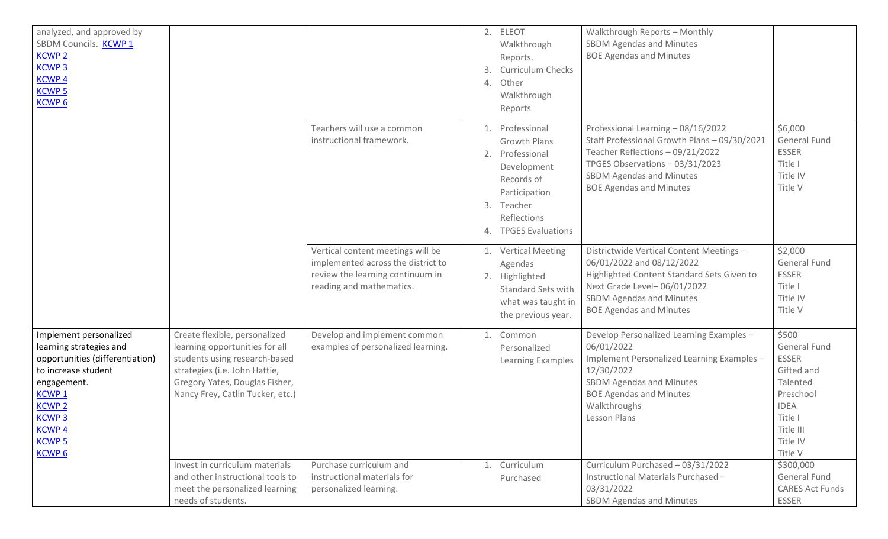| | | | | | |
|---|---|---|---|---|---|
| analyzed, and approved by SBDM Councils. KCWP 1 KCWP 2 KCWP 3 KCWP 4 KCWP 5 KCWP 6 | | | 2. ELEOT Walkthrough Reports. 3. Curriculum Checks 4. Other Walkthrough Reports | Walkthrough Reports – Monthly<br>SBDM Agendas and Minutes<br>BOE Agendas and Minutes | |
| | | Teachers will use a common instructional framework. | 1. Professional Growth Plans 2. Professional Development Records of Participation 3. Teacher Reflections 4. TPGES Evaluations | Professional Learning – 08/16/2022<br>Staff Professional Growth Plans – 09/30/2021<br>Teacher Reflections – 09/21/2022<br>TPGES Observations – 03/31/2023<br>SBDM Agendas and Minutes<br>BOE Agendas and Minutes | $6,000<br>General Fund<br>ESSER<br>Title I<br>Title IV<br>Title V |
| | | Vertical content meetings will be implemented across the district to review the learning continuum in reading and mathematics. | 1. Vertical Meeting Agendas 2. Highlighted Standard Sets with what was taught in the previous year. | Districtwide Vertical Content Meetings – 06/01/2022 and 08/12/2022<br>Highlighted Content Standard Sets Given to Next Grade Level– 06/01/2022<br>SBDM Agendas and Minutes<br>BOE Agendas and Minutes | $2,000<br>General Fund<br>ESSER<br>Title I<br>Title IV<br>Title V |
| Implement personalized learning strategies and opportunities (differentiation) to increase student engagement. KCWP 1 KCWP 2 KCWP 3 KCWP 4 KCWP 5 KCWP 6 | Create flexible, personalized learning opportunities for all students using research-based strategies (i.e. John Hattie, Gregory Yates, Douglas Fisher, Nancy Frey, Catlin Tucker, etc.) | Develop and implement common examples of personalized learning. | 1. Common Personalized Learning Examples | Develop Personalized Learning Examples – 06/01/2022<br>Implement Personalized Learning Examples – 12/30/2022<br>SBDM Agendas and Minutes<br>BOE Agendas and Minutes<br>Walkthroughs<br>Lesson Plans | $500<br>General Fund<br>ESSER<br>Gifted and Talented<br>Preschool<br>IDEA<br>Title I<br>Title III<br>Title IV<br>Title V |
| | Invest in curriculum materials and other instructional tools to meet the personalized learning needs of students. | Purchase curriculum and instructional materials for personalized learning. | 1. Curriculum Purchased | Curriculum Purchased – 03/31/2022<br>Instructional Materials Purchased – 03/31/2022<br>SBDM Agendas and Minutes | $300,000<br>General Fund<br>CARES Act Funds<br>ESSER |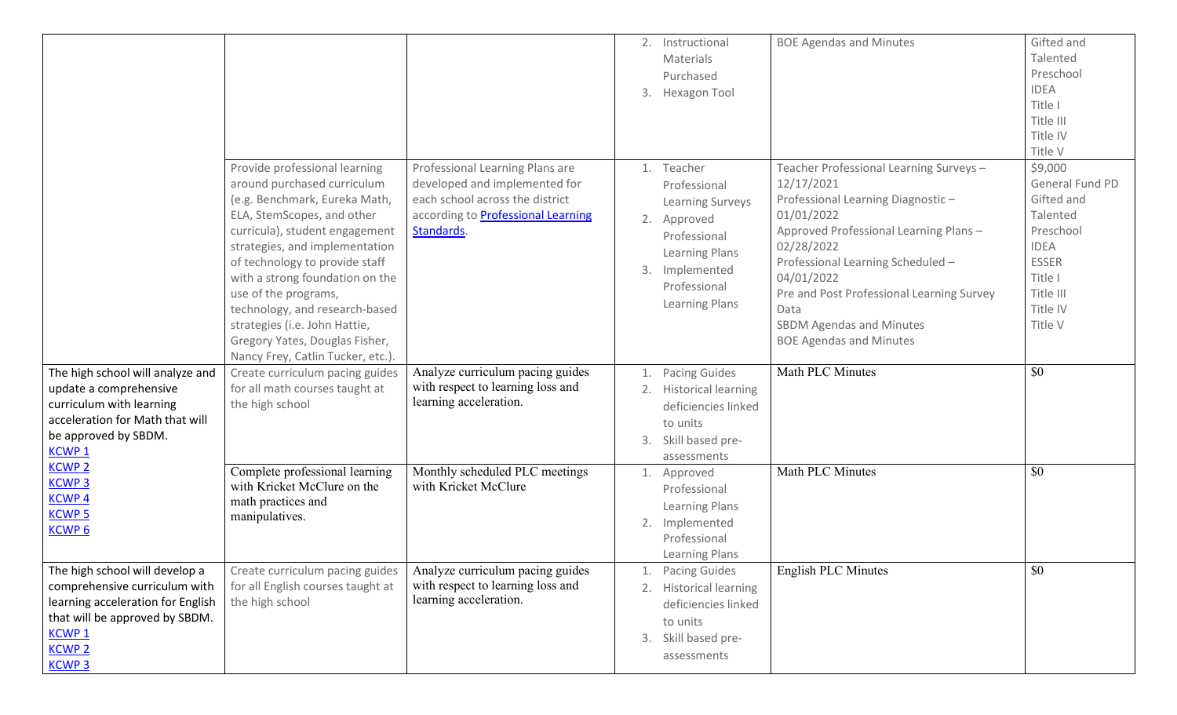| | | | | | |
|---|---|---|---|---|---|
| | | | 2. Instructional Materials Purchased<br>3. Hexagon Tool | BOE Agendas and Minutes | Gifted and Talented<br>Preschool<br>IDEA<br>Title I<br>Title III<br>Title IV<br>Title V |
| | Provide professional learning around purchased curriculum (e.g. Benchmark, Eureka Math, ELA, StemScopes, and other curricula), student engagement strategies, and implementation of technology to provide staff with a strong foundation on the use of the programs, technology, and research-based strategies (i.e. John Hattie, Gregory Yates, Douglas Fisher, Nancy Frey, Catlin Tucker, etc.). | Professional Learning Plans are developed and implemented for each school across the district according to Professional Learning Standards. | 1. Teacher Professional Learning Surveys<br>2. Approved Professional Learning Plans<br>3. Implemented Professional Learning Plans | Teacher Professional Learning Surveys – 12/17/2021<br>Professional Learning Diagnostic – 01/01/2022<br>Approved Professional Learning Plans – 02/28/2022<br>Professional Learning Scheduled – 04/01/2022<br>Pre and Post Professional Learning Survey Data<br>SBDM Agendas and Minutes<br>BOE Agendas and Minutes | $9,000<br>General Fund PD<br>Gifted and Talented<br>Preschool<br>IDEA<br>ESSER<br>Title I<br>Title III<br>Title IV<br>Title V |
| The high school will analyze and update a comprehensive curriculum with learning acceleration for Math that will be approved by SBDM.<br>KCWP 1<br>KCWP 2<br>KCWP 3<br>KCWP 4<br>KCWP 5<br>KCWP 6 | Create curriculum pacing guides for all math courses taught at the high school | Analyze curriculum pacing guides with respect to learning loss and learning acceleration. | 1. Pacing Guides<br>2. Historical learning deficiencies linked to units<br>3. Skill based pre-assessments | Math PLC Minutes | $0 |
| | Complete professional learning with Kricket McClure on the math practices and manipulatives. | Monthly scheduled PLC meetings with Kricket McClure | 1. Approved Professional Learning Plans<br>2. Implemented Professional Learning Plans | Math PLC Minutes | $0 |
| The high school will develop a comprehensive curriculum with learning acceleration for English that will be approved by SBDM.<br>KCWP 1<br>KCWP 2<br>KCWP 3 | Create curriculum pacing guides for all English courses taught at the high school | Analyze curriculum pacing guides with respect to learning loss and learning acceleration. | 1. Pacing Guides<br>2. Historical learning deficiencies linked to units<br>3. Skill based pre-assessments | English PLC Minutes | $0 |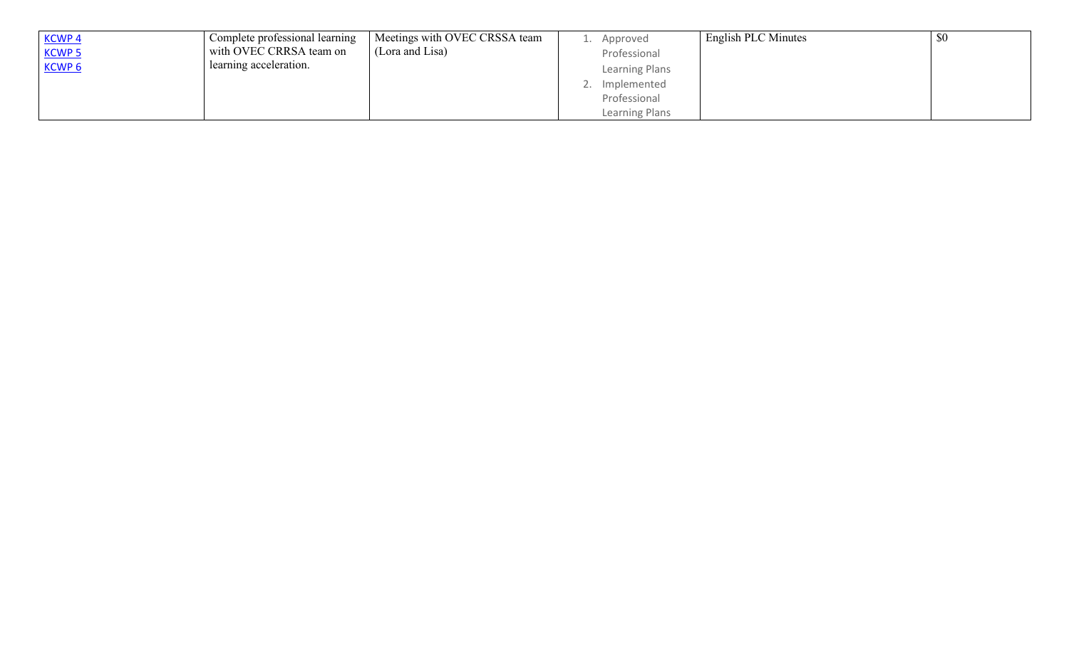| | | | | | |
|---|---|---|---|---|---|
| KCWP 4<br>KCWP 5<br>KCWP 6 | Complete professional learning with OVEC CRRSA team on learning acceleration. | Meetings with OVEC CRSSA team (Lora and Lisa) | 1. Approved Professional Learning Plans<br>2. Implemented Professional Learning Plans | English PLC Minutes | $0 |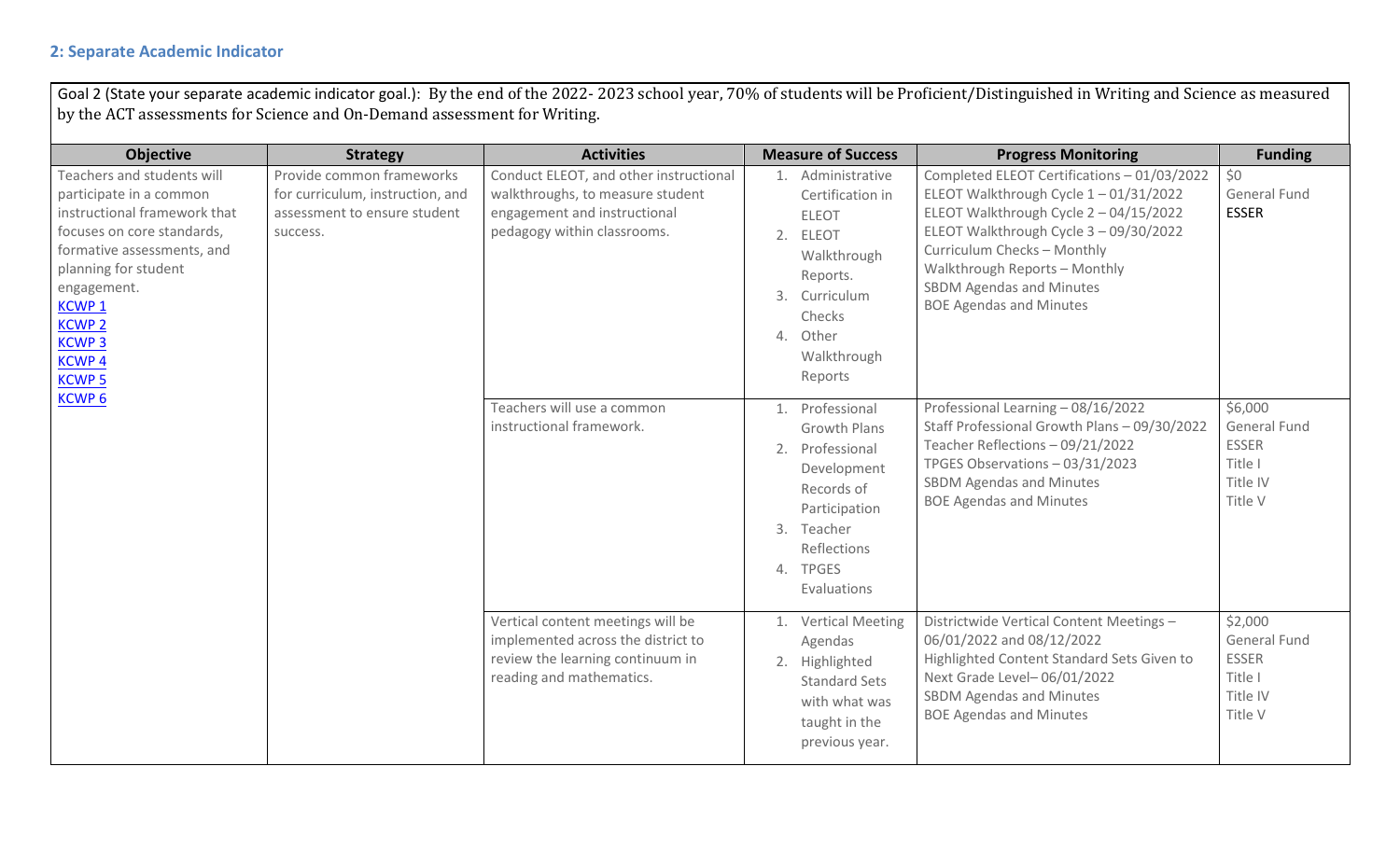## 2: Separate Academic Indicator

Goal 2 (State your separate academic indicator goal.): By the end of the 2022- 2023 school year, 70% of students will be Proficient/Distinguished in Writing and Science as measured by the ACT assessments for Science and On-Demand assessment for Writing.

| Objective | Strategy | Activities | Measure of Success | Progress Monitoring | Funding |
|---|---|---|---|---|---|
| Teachers and students will participate in a common instructional framework that focuses on core standards, formative assessments, and planning for student engagement.<br>KCWP 1<br>KCWP 2<br>KCWP 3<br>KCWP 4<br>KCWP 5<br>KCWP 6 | Provide common frameworks for curriculum, instruction, and assessment to ensure student success. | Conduct ELEOT, and other instructional walkthroughs, to measure student engagement and instructional pedagogy within classrooms. | 1. Administrative Certification in ELEOT<br>2. ELEOT Walkthrough Reports.<br>3. Curriculum Checks<br>4. Other Walkthrough Reports | Completed ELEOT Certifications – 01/03/2022<br>ELEOT Walkthrough Cycle 1 – 01/31/2022<br>ELEOT Walkthrough Cycle 2 – 04/15/2022<br>ELEOT Walkthrough Cycle 3 – 09/30/2022<br>Curriculum Checks – Monthly<br>Walkthrough Reports – Monthly<br>SBDM Agendas and Minutes<br>BOE Agendas and Minutes | $0<br>General Fund<br>ESSER |
| | | Teachers will use a common instructional framework. | 1. Professional Growth Plans<br>2. Professional Development Records of Participation<br>3. Teacher Reflections<br>4. TPGES Evaluations | Professional Learning – 08/16/2022<br>Staff Professional Growth Plans – 09/30/2022<br>Teacher Reflections – 09/21/2022<br>TPGES Observations – 03/31/2023<br>SBDM Agendas and Minutes<br>BOE Agendas and Minutes | $6,000<br>General Fund<br>ESSER<br>Title I<br>Title IV<br>Title V |
| | | Vertical content meetings will be implemented across the district to review the learning continuum in reading and mathematics. | 1. Vertical Meeting Agendas<br>2. Highlighted Standard Sets with what was taught in the previous year. | Districtwide Vertical Content Meetings – 06/01/2022 and 08/12/2022<br>Highlighted Content Standard Sets Given to Next Grade Level– 06/01/2022<br>SBDM Agendas and Minutes<br>BOE Agendas and Minutes | $2,000<br>General Fund<br>ESSER<br>Title I<br>Title IV<br>Title V |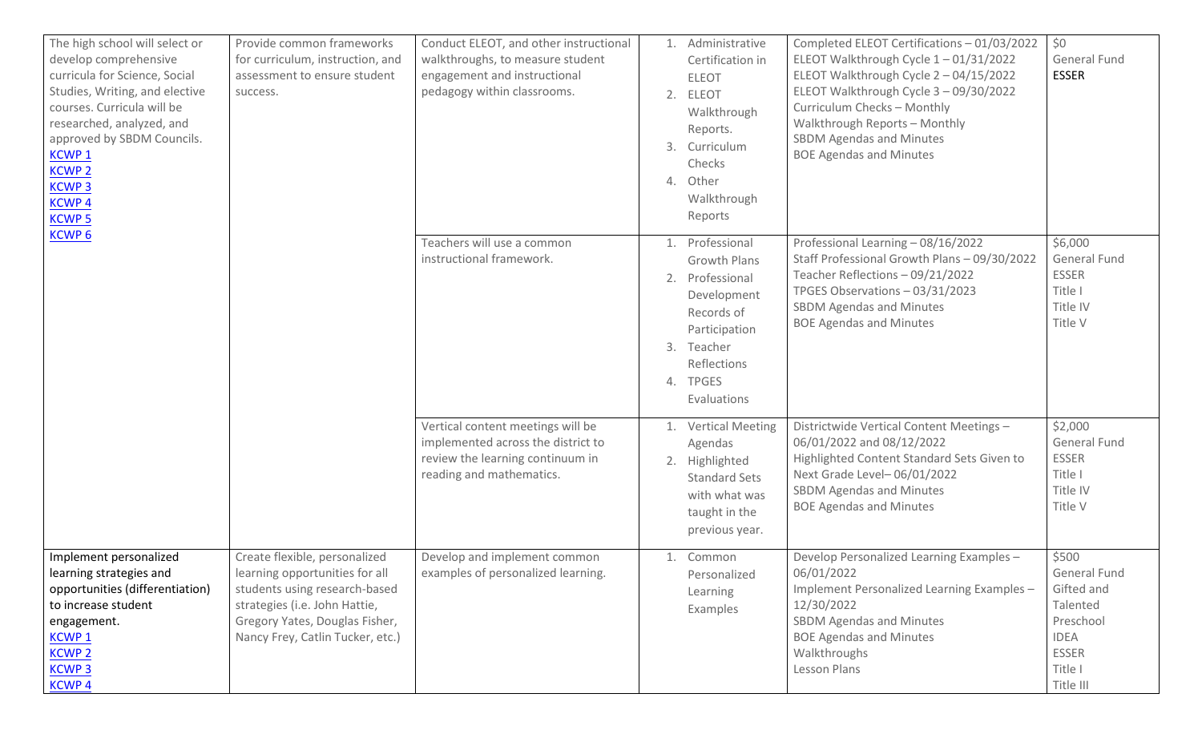| | | | | | |
|---|---|---|---|---|---|
| The high school will select or develop comprehensive curricula for Science, Social Studies, Writing, and elective courses. Curricula will be researched, analyzed, and approved by SBDM Councils.<br>KCWP 1<br>KCWP 2<br>KCWP 3<br>KCWP 4<br>KCWP 5<br>KCWP 6 | Provide common frameworks for curriculum, instruction, and assessment to ensure student success. | Conduct ELEOT, and other instructional walkthroughs, to measure student engagement and instructional pedagogy within classrooms. | 1. Administrative Certification in ELEOT<br>2. ELEOT Walkthrough Reports.<br>3. Curriculum Checks<br>4. Other Walkthrough Reports | Completed ELEOT Certifications – 01/03/2022<br>ELEOT Walkthrough Cycle 1 – 01/31/2022<br>ELEOT Walkthrough Cycle 2 – 04/15/2022<br>ELEOT Walkthrough Cycle 3 – 09/30/2022<br>Curriculum Checks – Monthly<br>Walkthrough Reports – Monthly<br>SBDM Agendas and Minutes<br>BOE Agendas and Minutes | $0<br>General Fund<br>**ESSER** |
| | | Teachers will use a common instructional framework. | 1. Professional Growth Plans<br>2. Professional Development Records of Participation<br>3. Teacher Reflections<br>4. TPGES Evaluations | Professional Learning – 08/16/2022<br>Staff Professional Growth Plans – 09/30/2022<br>Teacher Reflections – 09/21/2022<br>TPGES Observations – 03/31/2023<br>SBDM Agendas and Minutes<br>BOE Agendas and Minutes | $6,000<br>General Fund<br>ESSER<br>Title I<br>Title IV<br>Title V |
| | | Vertical content meetings will be implemented across the district to review the learning continuum in reading and mathematics. | 1. Vertical Meeting Agendas<br>2. Highlighted Standard Sets with what was taught in the previous year. | Districtwide Vertical Content Meetings – 06/01/2022 and 08/12/2022<br>Highlighted Content Standard Sets Given to Next Grade Level– 06/01/2022<br>SBDM Agendas and Minutes<br>BOE Agendas and Minutes | $2,000<br>General Fund<br>ESSER<br>Title I<br>Title IV<br>Title V |
| Implement personalized learning strategies and opportunities (differentiation) to increase student engagement.<br>KCWP 1<br>KCWP 2<br>KCWP 3<br>KCWP 4 | Create flexible, personalized learning opportunities for all students using research-based strategies (i.e. John Hattie, Gregory Yates, Douglas Fisher, Nancy Frey, Catlin Tucker, etc.) | Develop and implement common examples of personalized learning. | 1. Common Personalized Learning Examples | Develop Personalized Learning Examples – 06/01/2022<br>Implement Personalized Learning Examples – 12/30/2022<br>SBDM Agendas and Minutes<br>BOE Agendas and Minutes<br>Walkthroughs<br>Lesson Plans | $500<br>General Fund<br>Gifted and Talented<br>Preschool<br>IDEA<br>ESSER<br>Title I<br>Title III |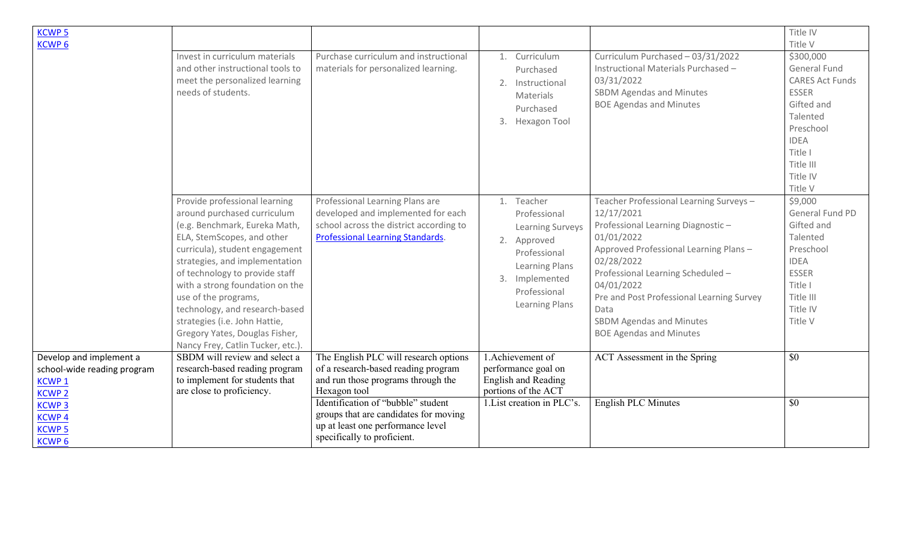| | | | | | |
|---|---|---|---|---|---|
| KCWP 5<br>KCWP 6 | | | | | Title IV<br>Title V |
| | Invest in curriculum materials and other instructional tools to meet the personalized learning needs of students. | Purchase curriculum and instructional materials for personalized learning. | 1. Curriculum Purchased<br>2. Instructional Materials Purchased<br>3. Hexagon Tool | Curriculum Purchased – 03/31/2022<br>Instructional Materials Purchased – 03/31/2022<br>SBDM Agendas and Minutes<br>BOE Agendas and Minutes | $300,000<br>General Fund<br>CARES Act Funds<br>ESSER<br>Gifted and Talented<br>Preschool<br>IDEA<br>Title I<br>Title III<br>Title IV<br>Title V |
| | Provide professional learning around purchased curriculum (e.g. Benchmark, Eureka Math, ELA, StemScopes, and other curricula), student engagement strategies, and implementation of technology to provide staff with a strong foundation on the use of the programs, technology, and research-based strategies (i.e. John Hattie, Gregory Yates, Douglas Fisher, Nancy Frey, Catlin Tucker, etc.). | Professional Learning Plans are developed and implemented for each school across the district according to Professional Learning Standards. | 1. Teacher Professional Learning Surveys<br>2. Approved Professional Learning Plans<br>3. Implemented Professional Learning Plans | Teacher Professional Learning Surveys – 12/17/2021<br>Professional Learning Diagnostic – 01/01/2022<br>Approved Professional Learning Plans – 02/28/2022<br>Professional Learning Scheduled – 04/01/2022<br>Pre and Post Professional Learning Survey Data<br>SBDM Agendas and Minutes<br>BOE Agendas and Minutes | $9,000<br>General Fund PD<br>Gifted and Talented<br>Preschool<br>IDEA<br>ESSER<br>Title I<br>Title III<br>Title IV<br>Title V |
| Develop and implement a school-wide reading program<br>KCWP 1<br>KCWP 2<br>KCWP 3<br>KCWP 4<br>KCWP 5<br>KCWP 6 | SBDM will review and select a research-based reading program to implement for students that are close to proficiency. | The English PLC will research options of a research-based reading program and run those programs through the Hexagon tool | 1.Achievement of performance goal on English and Reading portions of the ACT | ACT Assessment in the Spring | $0 |
| | | Identification of "bubble" student groups that are candidates for moving up at least one performance level specifically to proficient. | 1.List creation in PLC's. | English PLC Minutes | $0 |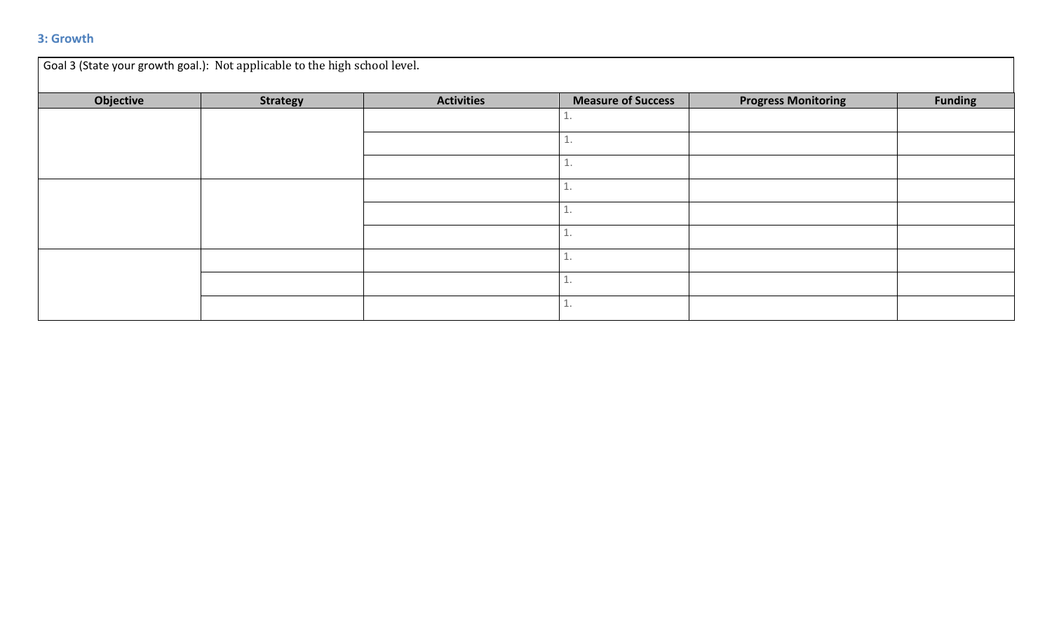### 3: Growth

| Goal 3 (State your growth goal.): Not applicable to the high school level. | | | | | |
|---|---|---|---|---|---|
| **Objective** | **Strategy** | **Activities** | **Measure of Success** | **Progress Monitoring** | **Funding** |
| | | | 1. | | |
| | | | 1. | | |
| | | | 1. | | |
| | | | 1. | | |
| | | | 1. | | |
| | | | 1. | | |
| | | | 1. | | |
| | | | 1. | | |
| | | | 1. | | |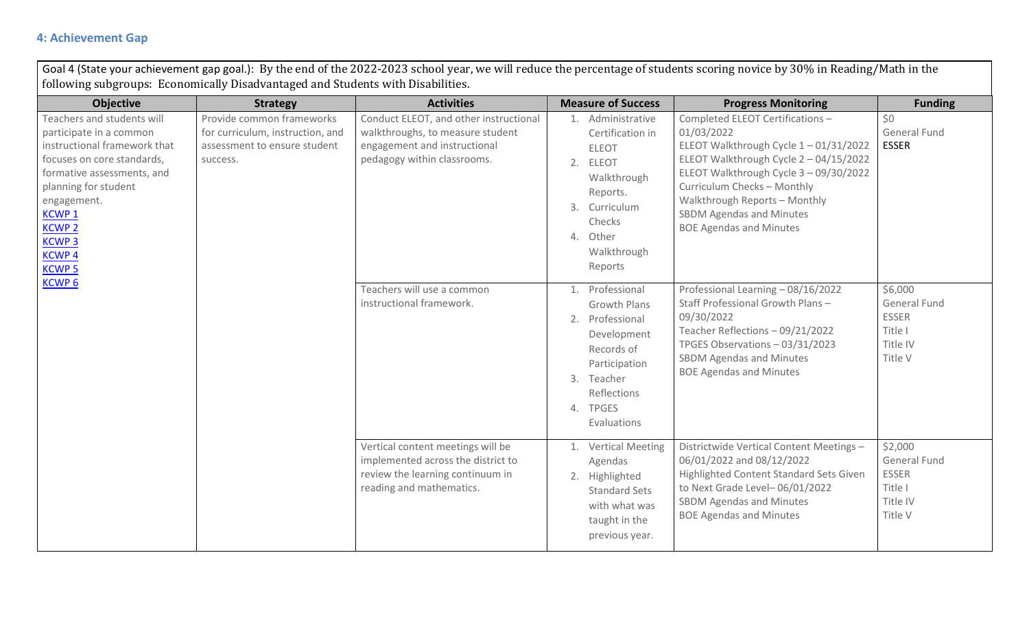## 4: Achievement Gap

Goal 4 (State your achievement gap goal.): By the end of the 2022-2023 school year, we will reduce the percentage of students scoring novice by 30% in Reading/Math in the following subgroups: Economically Disadvantaged and Students with Disabilities.

| Objective | Strategy | Activities | Measure of Success | Progress Monitoring | Funding |
|---|---|---|---|---|---|
| Teachers and students will participate in a common instructional framework that focuses on core standards, formative assessments, and planning for student engagement.<br>KCWP 1<br>KCWP 2<br>KCWP 3<br>KCWP 4<br>KCWP 5<br>KCWP 6 | Provide common frameworks for curriculum, instruction, and assessment to ensure student success. | Conduct ELEOT, and other instructional walkthroughs, to measure student engagement and instructional pedagogy within classrooms. | 1. Administrative Certification in ELEOT<br>2. ELEOT Walkthrough Reports.<br>3. Curriculum Checks<br>4. Other Walkthrough Reports | Completed ELEOT Certifications – 01/03/2022<br>ELEOT Walkthrough Cycle 1 – 01/31/2022<br>ELEOT Walkthrough Cycle 2 – 04/15/2022<br>ELEOT Walkthrough Cycle 3 – 09/30/2022<br>Curriculum Checks – Monthly<br>Walkthrough Reports – Monthly<br>SBDM Agendas and Minutes<br>BOE Agendas and Minutes | $0<br>General Fund<br>ESSER |
| | | Teachers will use a common instructional framework. | 1. Professional Growth Plans<br>2. Professional Development Records of Participation<br>3. Teacher Reflections<br>4. TPGES Evaluations | Professional Learning – 08/16/2022<br>Staff Professional Growth Plans – 09/30/2022<br>Teacher Reflections – 09/21/2022<br>TPGES Observations – 03/31/2023<br>SBDM Agendas and Minutes<br>BOE Agendas and Minutes | $6,000<br>General Fund<br>ESSER<br>Title I<br>Title IV<br>Title V |
| | | Vertical content meetings will be implemented across the district to review the learning continuum in reading and mathematics. | 1. Vertical Meeting Agendas<br>2. Highlighted Standard Sets with what was taught in the previous year. | Districtwide Vertical Content Meetings – 06/01/2022 and 08/12/2022<br>Highlighted Content Standard Sets Given to Next Grade Level– 06/01/2022<br>SBDM Agendas and Minutes<br>BOE Agendas and Minutes | $2,000<br>General Fund<br>ESSER<br>Title I<br>Title IV<br>Title V |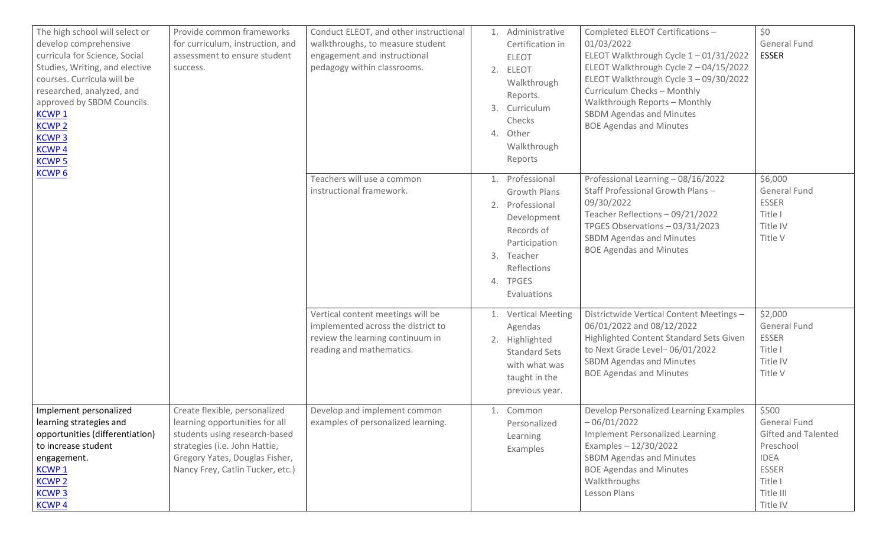| | | | | | |
|---|---|---|---|---|---|
| The high school will select or develop comprehensive curricula for Science, Social Studies, Writing, and elective courses. Curricula will be researched, analyzed, and approved by SBDM Councils.<br>KCWP 1<br>KCWP 2<br>KCWP 3<br>KCWP 4<br>KCWP 5<br>KCWP 6 | Provide common frameworks for curriculum, instruction, and assessment to ensure student success. | Conduct ELEOT, and other instructional walkthroughs, to measure student engagement and instructional pedagogy within classrooms. | 1. Administrative Certification in ELEOT<br>2. ELEOT Walkthrough Reports.<br>3. Curriculum Checks<br>4. Other Walkthrough Reports | Completed ELEOT Certifications – 01/03/2022<br>ELEOT Walkthrough Cycle 1 – 01/31/2022<br>ELEOT Walkthrough Cycle 2 – 04/15/2022<br>ELEOT Walkthrough Cycle 3 – 09/30/2022<br>Curriculum Checks – Monthly<br>Walkthrough Reports – Monthly<br>SBDM Agendas and Minutes<br>BOE Agendas and Minutes | $0<br>General Fund<br>ESSER |
| | | Teachers will use a common instructional framework. | 1. Professional Growth Plans<br>2. Professional Development Records of Participation<br>3. Teacher Reflections<br>4. TPGES Evaluations | Professional Learning – 08/16/2022<br>Staff Professional Growth Plans – 09/30/2022<br>Teacher Reflections – 09/21/2022<br>TPGES Observations – 03/31/2023<br>SBDM Agendas and Minutes<br>BOE Agendas and Minutes | $6,000<br>General Fund<br>ESSER<br>Title I<br>Title IV<br>Title V |
| | | Vertical content meetings will be implemented across the district to review the learning continuum in reading and mathematics. | 1. Vertical Meeting Agendas<br>2. Highlighted Standard Sets with what was taught in the previous year. | Districtwide Vertical Content Meetings – 06/01/2022 and 08/12/2022<br>Highlighted Content Standard Sets Given to Next Grade Level– 06/01/2022<br>SBDM Agendas and Minutes<br>BOE Agendas and Minutes | $2,000<br>General Fund<br>ESSER<br>Title I<br>Title IV<br>Title V |
| Implement personalized learning strategies and opportunities (differentiation) to increase student engagement.<br>KCWP 1<br>KCWP 2<br>KCWP 3<br>KCWP 4 | Create flexible, personalized learning opportunities for all students using research-based strategies (i.e. John Hattie, Gregory Yates, Douglas Fisher, Nancy Frey, Catlin Tucker, etc.) | Develop and implement common examples of personalized learning. | 1. Common Personalized Learning Examples | Develop Personalized Learning Examples – 06/01/2022<br>Implement Personalized Learning Examples – 12/30/2022<br>SBDM Agendas and Minutes<br>BOE Agendas and Minutes<br>Walkthroughs<br>Lesson Plans | $500<br>General Fund<br>Gifted and Talented<br>Preschool<br>IDEA<br>ESSER<br>Title I<br>Title III<br>Title IV |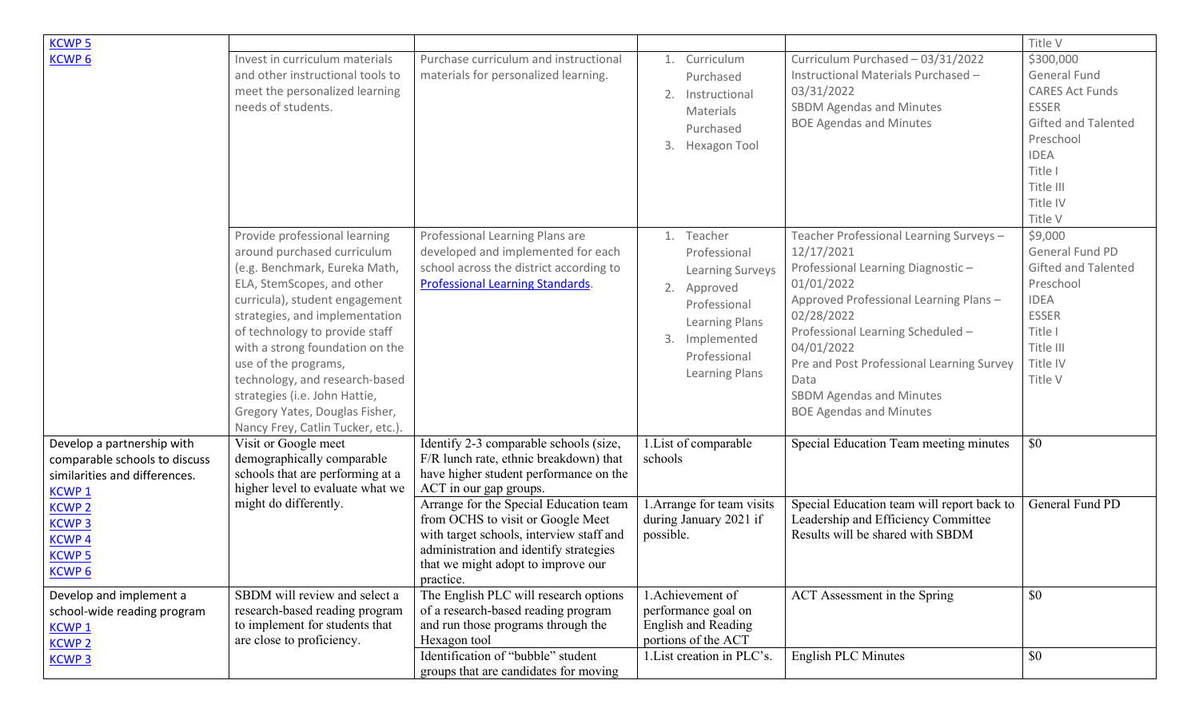| | | | | | |
|---|---|---|---|---|---|
| KCWP 5<br>KCWP 6 | | | | | Title V |
| | Invest in curriculum materials and other instructional tools to meet the personalized learning needs of students. | Purchase curriculum and instructional materials for personalized learning. | 1. Curriculum Purchased<br>2. Instructional Materials Purchased<br>3. Hexagon Tool | Curriculum Purchased – 03/31/2022<br>Instructional Materials Purchased – 03/31/2022<br>SBDM Agendas and Minutes<br>BOE Agendas and Minutes | \$300,000<br>General Fund<br>CARES Act Funds<br>ESSER<br>Gifted and Talented<br>Preschool<br>IDEA<br>Title I<br>Title III<br>Title IV<br>Title V |
| | Provide professional learning around purchased curriculum (e.g. Benchmark, Eureka Math, ELA, StemScopes, and other curricula), student engagement strategies, and implementation of technology to provide staff with a strong foundation on the use of the programs, technology, and research-based strategies (i.e. John Hattie, Gregory Yates, Douglas Fisher, Nancy Frey, Catlin Tucker, etc.). | Professional Learning Plans are developed and implemented for each school across the district according to Professional Learning Standards. | 1. Teacher Professional Learning Surveys<br>2. Approved Professional Learning Plans<br>3. Implemented Professional Learning Plans | Teacher Professional Learning Surveys – 12/17/2021<br>Professional Learning Diagnostic – 01/01/2022<br>Approved Professional Learning Plans – 02/28/2022<br>Professional Learning Scheduled – 04/01/2022<br>Pre and Post Professional Learning Survey Data<br>SBDM Agendas and Minutes<br>BOE Agendas and Minutes | \$9,000<br>General Fund PD<br>Gifted and Talented<br>Preschool<br>IDEA<br>ESSER<br>Title I<br>Title III<br>Title IV<br>Title V |
| Develop a partnership with comparable schools to discuss similarities and differences.<br>KCWP 1<br>KCWP 2<br>KCWP 3<br>KCWP 4<br>KCWP 5<br>KCWP 6 | Visit or Google meet demographically comparable schools that are performing at a higher level to evaluate what we might do differently. | Identify 2-3 comparable schools (size, F/R lunch rate, ethnic breakdown) that have higher student performance on the ACT in our gap groups. | 1.List of comparable schools | Special Education Team meeting minutes | \$0 |
| | | Arrange for the Special Education team from OCHS to visit or Google Meet with target schools, interview staff and administration and identify strategies that we might adopt to improve our practice. | 1.Arrange for team visits during January 2021 if possible. | Special Education team will report back to Leadership and Efficiency Committee<br>Results will be shared with SBDM | General Fund PD |
| Develop and implement a school-wide reading program<br>KCWP 1<br>KCWP 2<br>KCWP 3 | SBDM will review and select a research-based reading program to implement for students that are close to proficiency. | The English PLC will research options of a research-based reading program and run those programs through the Hexagon tool | 1.Achievement of performance goal on English and Reading portions of the ACT | ACT Assessment in the Spring | \$0 |
| | | Identification of "bubble" student groups that are candidates for moving | 1.List creation in PLC's. | English PLC Minutes | \$0 |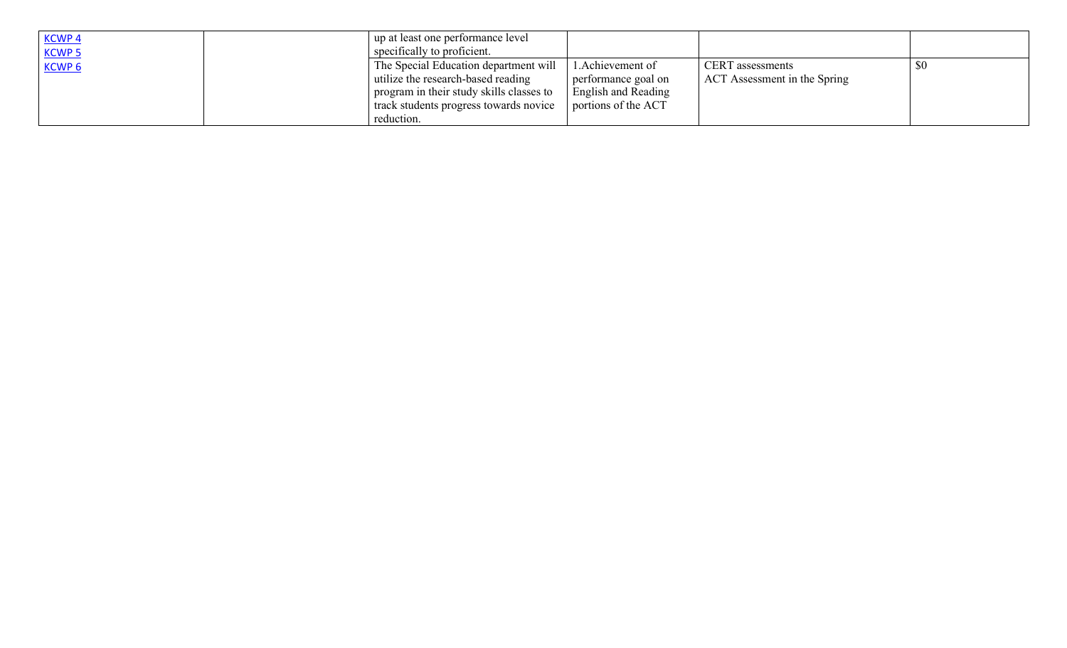| | | | | | |
|---|---|---|---|---|---|
| KCWP 4<br>KCWP 5<br>KCWP 6 | | up at least one performance level specifically to proficient. | | | |
| | | The Special Education department will utilize the research-based reading program in their study skills classes to track students progress towards novice reduction. | 1.Achievement of performance goal on English and Reading portions of the ACT | CERT assessments<br>ACT Assessment in the Spring | $0 |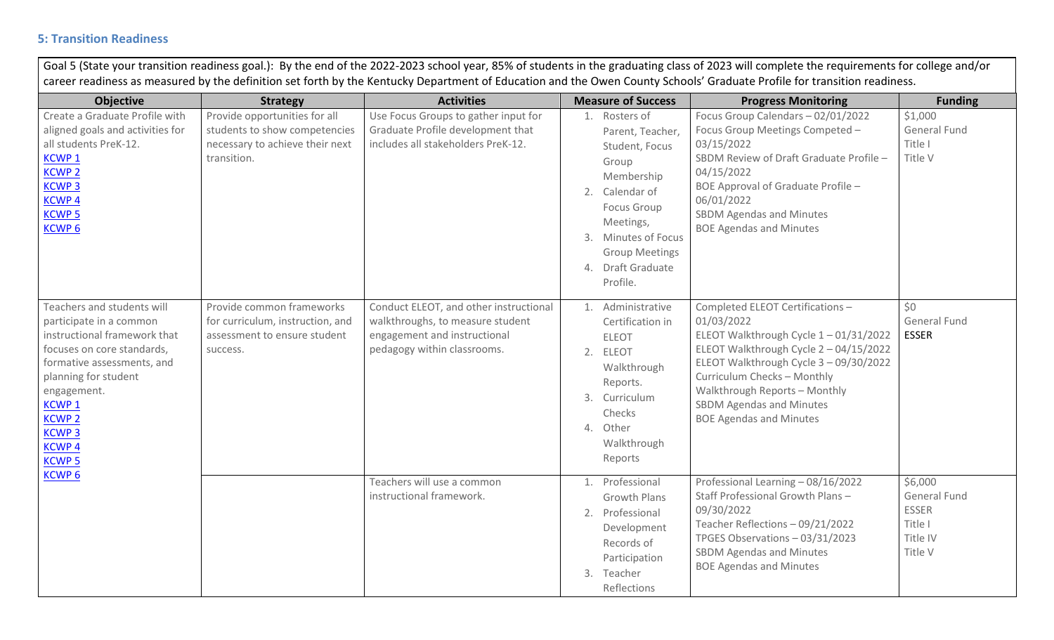### 5: Transition Readiness

Goal 5 (State your transition readiness goal.): By the end of the 2022-2023 school year, 85% of students in the graduating class of 2023 will complete the requirements for college and/or career readiness as measured by the definition set forth by the Kentucky Department of Education and the Owen County Schools' Graduate Profile for transition readiness.

| Objective | Strategy | Activities | Measure of Success | Progress Monitoring | Funding |
|---|---|---|---|---|---|
| Create a Graduate Profile with aligned goals and activities for all students PreK-12.<br>KCWP 1<br>KCWP 2<br>KCWP 3<br>KCWP 4<br>KCWP 5<br>KCWP 6 | Provide opportunities for all students to show competencies necessary to achieve their next transition. | Use Focus Groups to gather input for Graduate Profile development that includes all stakeholders PreK-12. | 1. Rosters of Parent, Teacher, Student, Focus Group Membership<br>2. Calendar of Focus Group Meetings,<br>3. Minutes of Focus Group Meetings<br>4. Draft Graduate Profile. | Focus Group Calendars – 02/01/2022<br>Focus Group Meetings Competed – 03/15/2022<br>SBDM Review of Draft Graduate Profile – 04/15/2022<br>BOE Approval of Graduate Profile – 06/01/2022<br>SBDM Agendas and Minutes<br>BOE Agendas and Minutes | \$1,000<br>General Fund<br>Title I<br>Title V |
| Teachers and students will participate in a common instructional framework that focuses on core standards, formative assessments, and planning for student engagement.<br>KCWP 1<br>KCWP 2<br>KCWP 3<br>KCWP 4<br>KCWP 5<br>KCWP 6 | Provide common frameworks for curriculum, instruction, and assessment to ensure student success. | Conduct ELEOT, and other instructional walkthroughs, to measure student engagement and instructional pedagogy within classrooms. | 1. Administrative Certification in ELEOT<br>2. ELEOT Walkthrough Reports.<br>3. Curriculum Checks<br>4. Other Walkthrough Reports | Completed ELEOT Certifications – 01/03/2022<br>ELEOT Walkthrough Cycle 1 – 01/31/2022<br>ELEOT Walkthrough Cycle 2 – 04/15/2022<br>ELEOT Walkthrough Cycle 3 – 09/30/2022<br>Curriculum Checks – Monthly<br>Walkthrough Reports – Monthly<br>SBDM Agendas and Minutes<br>BOE Agendas and Minutes | \$0<br>General Fund<br>ESSER |
| | | Teachers will use a common instructional framework. | 1. Professional Growth Plans<br>2. Professional Development Records of Participation<br>3. Teacher Reflections | Professional Learning – 08/16/2022<br>Staff Professional Growth Plans – 09/30/2022<br>Teacher Reflections – 09/21/2022<br>TPGES Observations – 03/31/2023<br>SBDM Agendas and Minutes<br>BOE Agendas and Minutes | \$6,000<br>General Fund<br>ESSER<br>Title I<br>Title IV<br>Title V |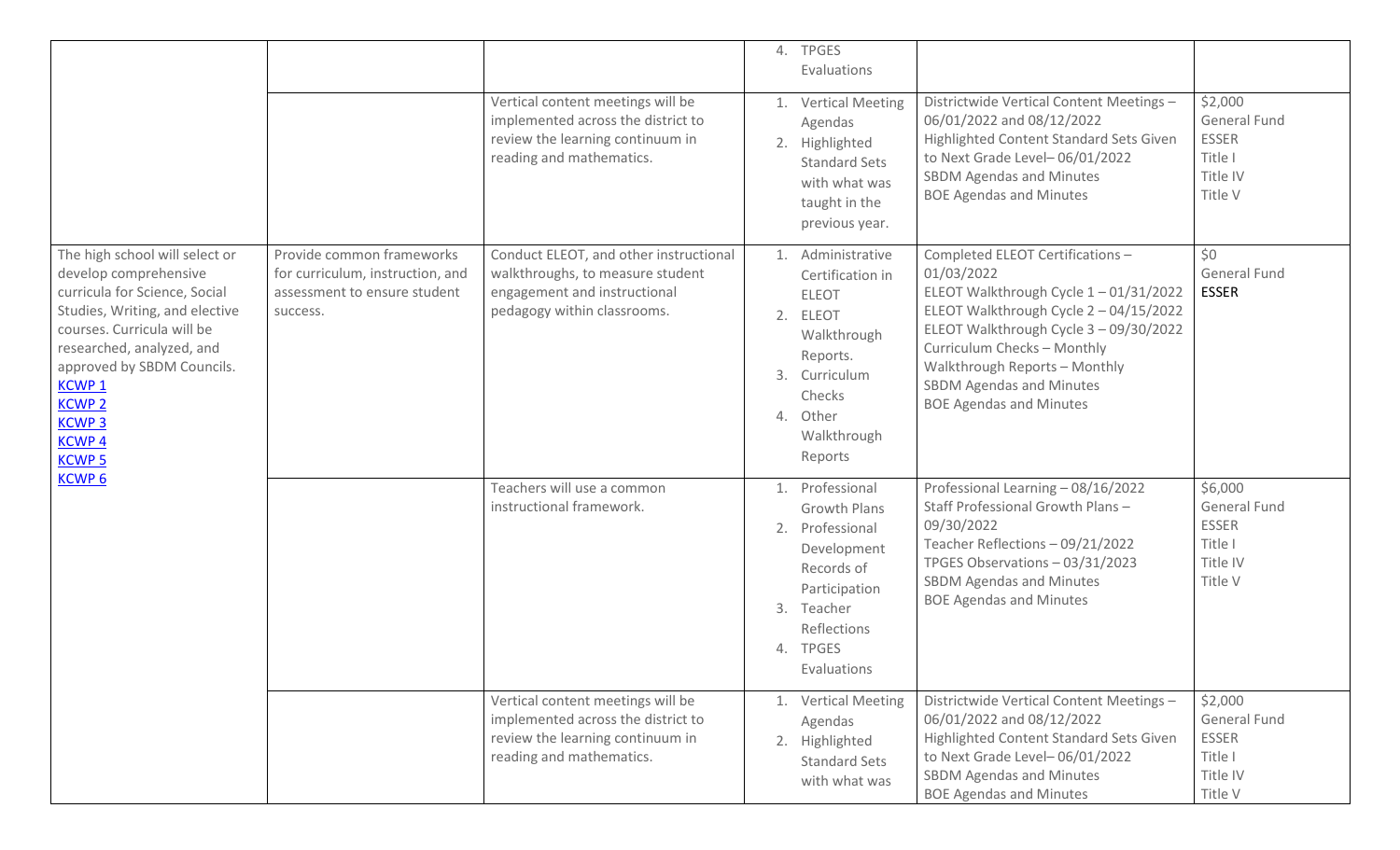| | | | | | |
|---|---|---|---|---|---|
| | | | 4. TPGES Evaluations | | |
| | | Vertical content meetings will be implemented across the district to review the learning continuum in reading and mathematics. | 1. Vertical Meeting Agendas<br>2. Highlighted Standard Sets with what was taught in the previous year. | Districtwide Vertical Content Meetings – 06/01/2022 and 08/12/2022<br>Highlighted Content Standard Sets Given to Next Grade Level– 06/01/2022<br>SBDM Agendas and Minutes<br>BOE Agendas and Minutes | \$2,000<br>General Fund<br>ESSER<br>Title I<br>Title IV<br>Title V |
| The high school will select or develop comprehensive curricula for Science, Social Studies, Writing, and elective courses. Curricula will be researched, analyzed, and approved by SBDM Councils.<br>[KCWP 1](#)<br>[KCWP 2](#)<br>[KCWP 3](#)<br>[KCWP 4](#)<br>[KCWP 5](#)<br>[KCWP 6](#) | Provide common frameworks for curriculum, instruction, and assessment to ensure student success. | Conduct ELEOT, and other instructional walkthroughs, to measure student engagement and instructional pedagogy within classrooms. | 1. Administrative Certification in ELEOT<br>2. ELEOT Walkthrough Reports.<br>3. Curriculum Checks<br>4. Other Walkthrough Reports | Completed ELEOT Certifications – 01/03/2022<br>ELEOT Walkthrough Cycle 1 – 01/31/2022<br>ELEOT Walkthrough Cycle 2 – 04/15/2022<br>ELEOT Walkthrough Cycle 3 – 09/30/2022<br>Curriculum Checks – Monthly<br>Walkthrough Reports – Monthly<br>SBDM Agendas and Minutes<br>BOE Agendas and Minutes | \$0<br>General Fund<br>ESSER |
| | | Teachers will use a common instructional framework. | 1. Professional Growth Plans<br>2. Professional Development Records of Participation<br>3. Teacher Reflections<br>4. TPGES Evaluations | Professional Learning – 08/16/2022<br>Staff Professional Growth Plans – 09/30/2022<br>Teacher Reflections – 09/21/2022<br>TPGES Observations – 03/31/2023<br>SBDM Agendas and Minutes<br>BOE Agendas and Minutes | \$6,000<br>General Fund<br>ESSER<br>Title I<br>Title IV<br>Title V |
| | | Vertical content meetings will be implemented across the district to review the learning continuum in reading and mathematics. | 1. Vertical Meeting Agendas<br>2. Highlighted Standard Sets with what was | Districtwide Vertical Content Meetings – 06/01/2022 and 08/12/2022<br>Highlighted Content Standard Sets Given to Next Grade Level– 06/01/2022<br>SBDM Agendas and Minutes<br>BOE Agendas and Minutes | \$2,000<br>General Fund<br>ESSER<br>Title I<br>Title IV<br>Title V |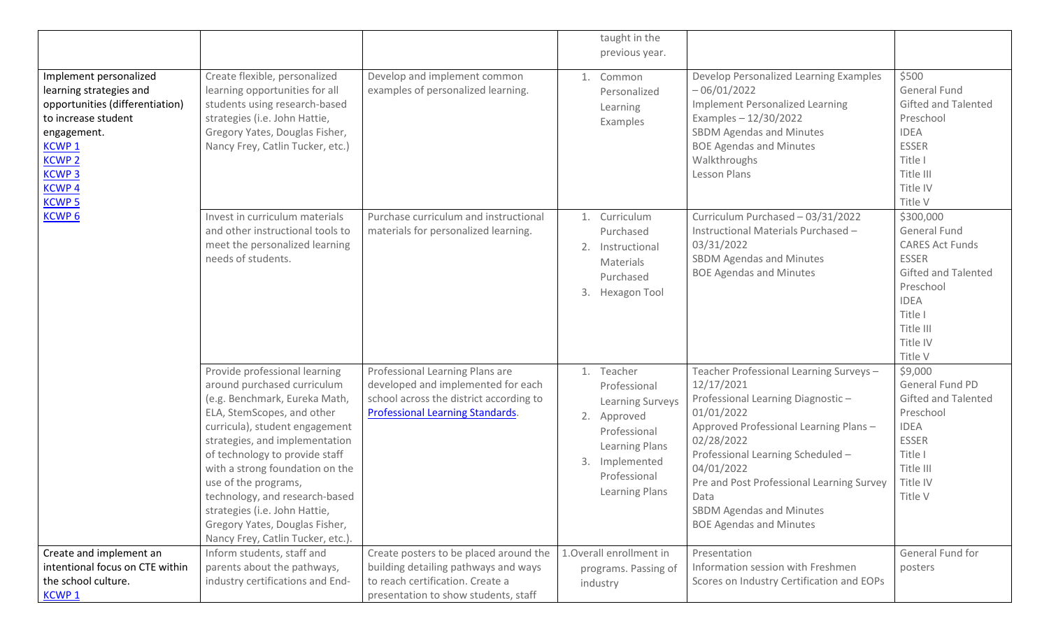| | | | taught in the previous year. | | |
|---|---|---|---|---|---|
| Implement personalized learning strategies and opportunities (differentiation) to increase student engagement.<br>KCWP 1<br>KCWP 2<br>KCWP 3<br>KCWP 4<br>KCWP 5<br>KCWP 6 | Create flexible, personalized learning opportunities for all students using research-based strategies (i.e. John Hattie, Gregory Yates, Douglas Fisher, Nancy Frey, Catlin Tucker, etc.) | Develop and implement common examples of personalized learning. | 1. Common Personalized Learning Examples | Develop Personalized Learning Examples – 06/01/2022<br>Implement Personalized Learning Examples – 12/30/2022<br>SBDM Agendas and Minutes<br>BOE Agendas and Minutes<br>Walkthroughs<br>Lesson Plans | \$500<br>General Fund<br>Gifted and Talented<br>Preschool<br>IDEA<br>ESSER<br>Title I<br>Title III<br>Title IV<br>Title V |
| | Invest in curriculum materials and other instructional tools to meet the personalized learning needs of students. | Purchase curriculum and instructional materials for personalized learning. | 1. Curriculum Purchased<br>2. Instructional Materials Purchased<br>3. Hexagon Tool | Curriculum Purchased – 03/31/2022<br>Instructional Materials Purchased – 03/31/2022<br>SBDM Agendas and Minutes<br>BOE Agendas and Minutes | \$300,000<br>General Fund<br>CARES Act Funds<br>ESSER<br>Gifted and Talented<br>Preschool<br>IDEA<br>Title I<br>Title III<br>Title IV<br>Title V |
| | Provide professional learning around purchased curriculum (e.g. Benchmark, Eureka Math, ELA, StemScopes, and other curricula), student engagement strategies, and implementation of technology to provide staff with a strong foundation on the use of the programs, technology, and research-based strategies (i.e. John Hattie, Gregory Yates, Douglas Fisher, Nancy Frey, Catlin Tucker, etc.). | Professional Learning Plans are developed and implemented for each school across the district according to Professional Learning Standards. | 1. Teacher Professional Learning Surveys<br>2. Approved Professional Learning Plans<br>3. Implemented Professional Learning Plans | Teacher Professional Learning Surveys – 12/17/2021<br>Professional Learning Diagnostic – 01/01/2022<br>Approved Professional Learning Plans – 02/28/2022<br>Professional Learning Scheduled – 04/01/2022<br>Pre and Post Professional Learning Survey Data<br>SBDM Agendas and Minutes<br>BOE Agendas and Minutes | \$9,000<br>General Fund PD<br>Gifted and Talented<br>Preschool<br>IDEA<br>ESSER<br>Title I<br>Title III<br>Title IV<br>Title V |
| Create and implement an intentional focus on CTE within the school culture.<br>KCWP 1 | Inform students, staff and parents about the pathways, industry certifications and End- | Create posters to be placed around the building detailing pathways and ways to reach certification. Create a presentation to show students, staff | 1.Overall enrollment in programs. Passing of industry | Presentation<br>Information session with Freshmen<br>Scores on Industry Certification and EOPs | General Fund for posters |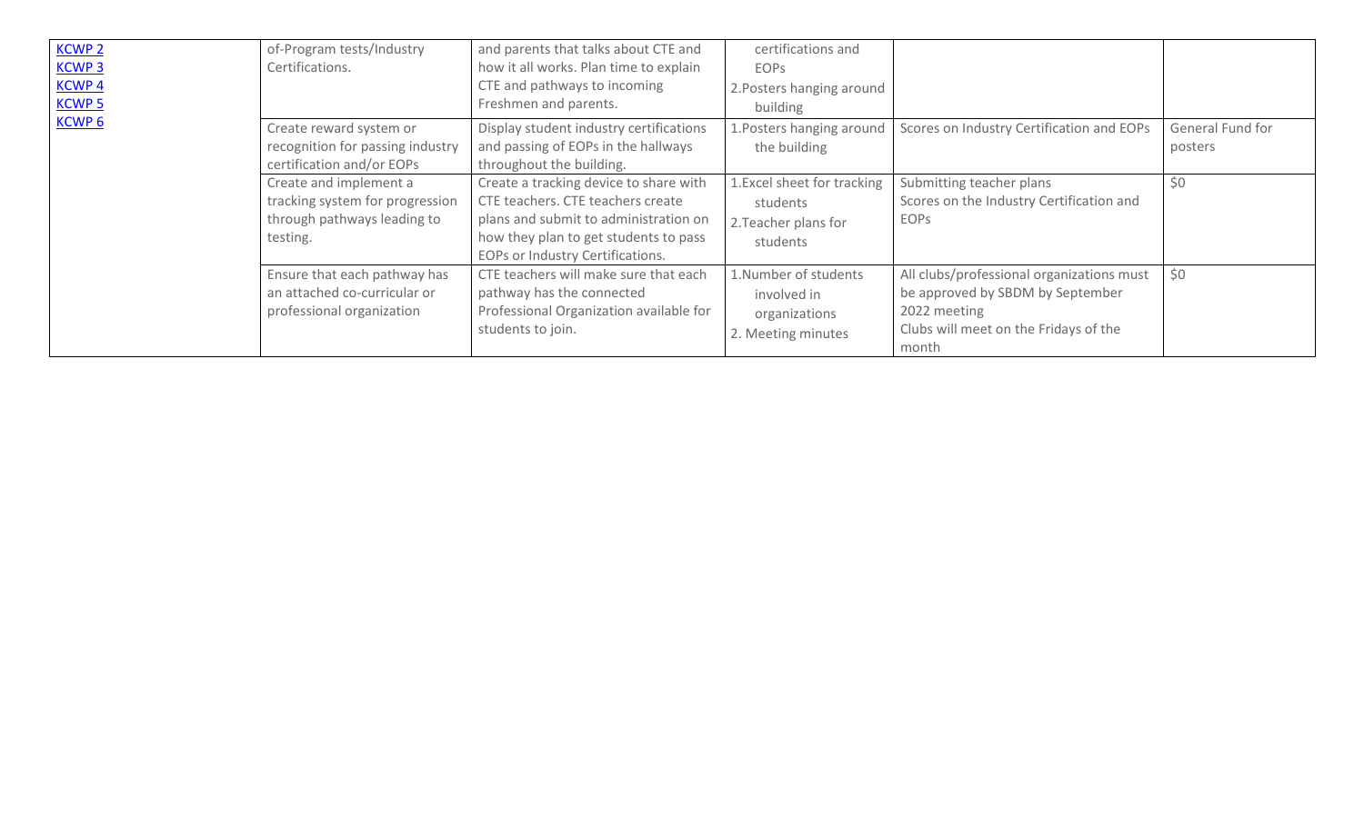| | | | | | |
|---|---|---|---|---|---|
| KCWP 2<br>KCWP 3<br>KCWP 4<br>KCWP 5<br>KCWP 6 | of-Program tests/Industry Certifications. | and parents that talks about CTE and how it all works. Plan time to explain CTE and pathways to incoming Freshmen and parents. | certifications and EOPs<br>2.Posters hanging around building | | |
| | Create reward system or recognition for passing industry certification and/or EOPs | Display student industry certifications and passing of EOPs in the hallways throughout the building. | 1.Posters hanging around the building | Scores on Industry Certification and EOPs | General Fund for posters |
| | Create and implement a tracking system for progression through pathways leading to testing. | Create a tracking device to share with CTE teachers. CTE teachers create plans and submit to administration on how they plan to get students to pass EOPs or Industry Certifications. | 1.Excel sheet for tracking students<br>2.Teacher plans for students | Submitting teacher plans<br>Scores on the Industry Certification and EOPs | $0 |
| | Ensure that each pathway has an attached co-curricular or professional organization | CTE teachers will make sure that each pathway has the connected Professional Organization available for students to join. | 1.Number of students involved in organizations<br>2. Meeting minutes | All clubs/professional organizations must be approved by SBDM by September 2022 meeting<br>Clubs will meet on the Fridays of the month | $0 |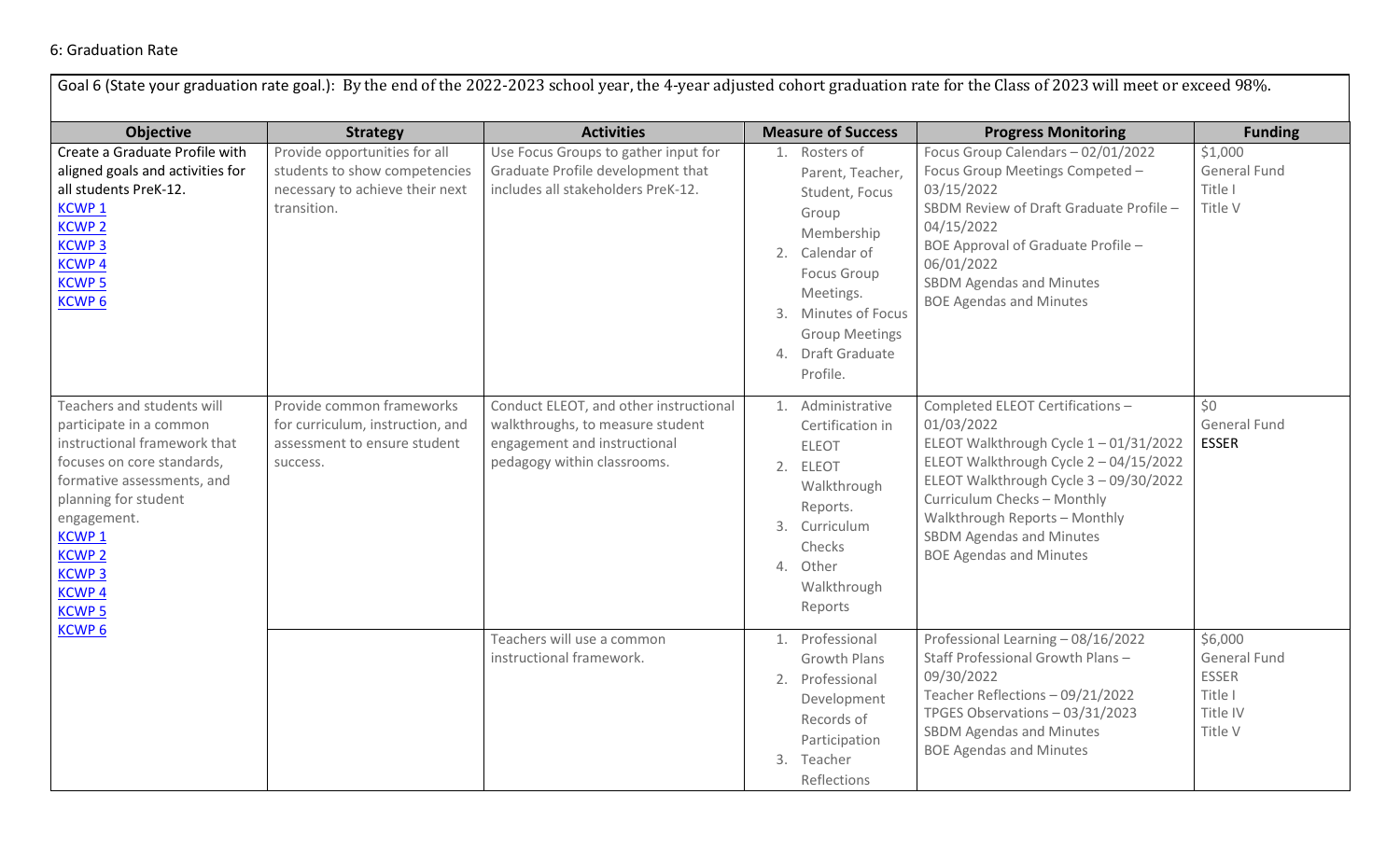6: Graduation Rate

Goal 6 (State your graduation rate goal.): By the end of the 2022-2023 school year, the 4-year adjusted cohort graduation rate for the Class of 2023 will meet or exceed 98%.

| Objective | Strategy | Activities | Measure of Success | Progress Monitoring | Funding |
|---|---|---|---|---|---|
| Create a Graduate Profile with aligned goals and activities for all students PreK-12.<br>KCWP 1<br>KCWP 2<br>KCWP 3<br>KCWP 4<br>KCWP 5<br>KCWP 6 | Provide opportunities for all students to show competencies necessary to achieve their next transition. | Use Focus Groups to gather input for Graduate Profile development that includes all stakeholders PreK-12. | 1. Rosters of Parent, Teacher, Student, Focus Group Membership<br>2. Calendar of Focus Group Meetings.<br>3. Minutes of Focus Group Meetings<br>4. Draft Graduate Profile. | Focus Group Calendars – 02/01/2022<br>Focus Group Meetings Competed – 03/15/2022<br>SBDM Review of Draft Graduate Profile – 04/15/2022<br>BOE Approval of Graduate Profile – 06/01/2022<br>SBDM Agendas and Minutes<br>BOE Agendas and Minutes | $1,000<br>General Fund<br>Title I<br>Title V |
| Teachers and students will participate in a common instructional framework that focuses on core standards, formative assessments, and planning for student engagement.<br>KCWP 1<br>KCWP 2<br>KCWP 3<br>KCWP 4<br>KCWP 5<br>KCWP 6 | Provide common frameworks for curriculum, instruction, and assessment to ensure student success. | Conduct ELEOT, and other instructional walkthroughs, to measure student engagement and instructional pedagogy within classrooms. | 1. Administrative Certification in ELEOT<br>2. ELEOT Walkthrough Reports.<br>3. Curriculum Checks<br>4. Other Walkthrough Reports | Completed ELEOT Certifications – 01/03/2022<br>ELEOT Walkthrough Cycle 1 – 01/31/2022<br>ELEOT Walkthrough Cycle 2 – 04/15/2022<br>ELEOT Walkthrough Cycle 3 – 09/30/2022<br>Curriculum Checks – Monthly<br>Walkthrough Reports – Monthly<br>SBDM Agendas and Minutes<br>BOE Agendas and Minutes | $0<br>General Fund<br>**ESSER** |
| | | Teachers will use a common instructional framework. | 1. Professional Growth Plans<br>2. Professional Development Records of Participation<br>3. Teacher Reflections | Professional Learning – 08/16/2022<br>Staff Professional Growth Plans – 09/30/2022<br>Teacher Reflections – 09/21/2022<br>TPGES Observations – 03/31/2023<br>SBDM Agendas and Minutes<br>BOE Agendas and Minutes | $6,000<br>General Fund<br>ESSER<br>Title I<br>Title IV<br>Title V |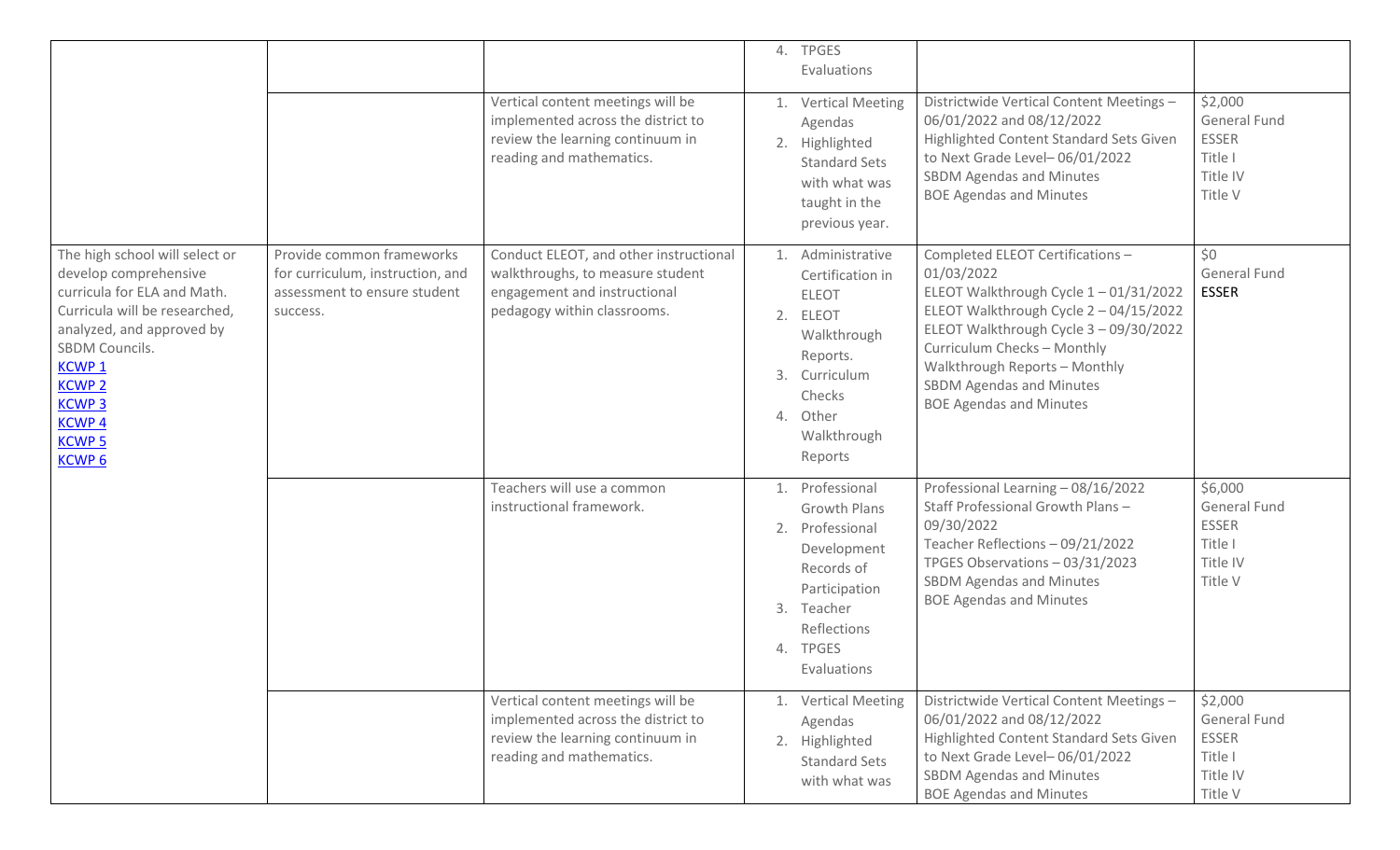| | | | | | |
|---|---|---|---|---|---|
| | | | 4. TPGES Evaluations | | |
| | | Vertical content meetings will be implemented across the district to review the learning continuum in reading and mathematics. | 1. Vertical Meeting Agendas<br>2. Highlighted Standard Sets with what was taught in the previous year. | Districtwide Vertical Content Meetings – 06/01/2022 and 08/12/2022<br>Highlighted Content Standard Sets Given to Next Grade Level– 06/01/2022<br>SBDM Agendas and Minutes<br>BOE Agendas and Minutes | $2,000<br>General Fund<br>ESSER<br>Title I<br>Title IV<br>Title V |
| The high school will select or develop comprehensive curricula for ELA and Math. Curricula will be researched, analyzed, and approved by SBDM Councils.<br>KCWP 1<br>KCWP 2<br>KCWP 3<br>KCWP 4<br>KCWP 5<br>KCWP 6 | Provide common frameworks for curriculum, instruction, and assessment to ensure student success. | Conduct ELEOT, and other instructional walkthroughs, to measure student engagement and instructional pedagogy within classrooms. | 1. Administrative Certification in ELEOT<br>2. ELEOT Walkthrough Reports.<br>3. Curriculum Checks<br>4. Other Walkthrough Reports | Completed ELEOT Certifications – 01/03/2022<br>ELEOT Walkthrough Cycle 1 – 01/31/2022<br>ELEOT Walkthrough Cycle 2 – 04/15/2022<br>ELEOT Walkthrough Cycle 3 – 09/30/2022<br>Curriculum Checks – Monthly<br>Walkthrough Reports – Monthly<br>SBDM Agendas and Minutes<br>BOE Agendas and Minutes | $0<br>General Fund<br>ESSER |
| | | Teachers will use a common instructional framework. | 1. Professional Growth Plans<br>2. Professional Development Records of Participation<br>3. Teacher Reflections<br>4. TPGES Evaluations | Professional Learning – 08/16/2022<br>Staff Professional Growth Plans – 09/30/2022<br>Teacher Reflections – 09/21/2022<br>TPGES Observations – 03/31/2023<br>SBDM Agendas and Minutes<br>BOE Agendas and Minutes | $6,000<br>General Fund<br>ESSER<br>Title I<br>Title IV<br>Title V |
| | | Vertical content meetings will be implemented across the district to review the learning continuum in reading and mathematics. | 1. Vertical Meeting Agendas<br>2. Highlighted Standard Sets with what was | Districtwide Vertical Content Meetings – 06/01/2022 and 08/12/2022<br>Highlighted Content Standard Sets Given to Next Grade Level– 06/01/2022<br>SBDM Agendas and Minutes<br>BOE Agendas and Minutes | $2,000<br>General Fund<br>ESSER<br>Title I<br>Title IV<br>Title V |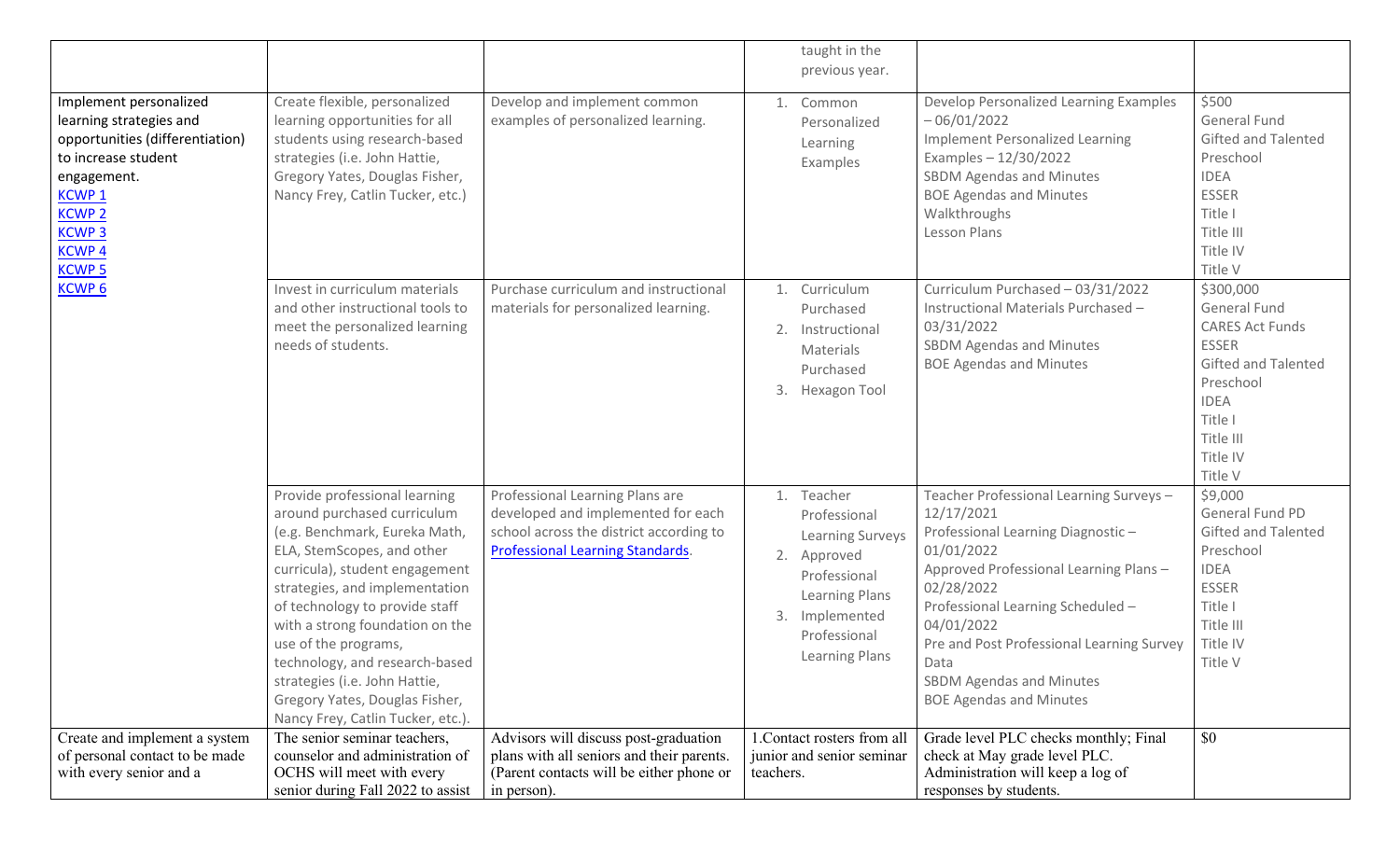| | | | taught in the previous year. | | |
|---|---|---|---|---|---|
| Implement personalized learning strategies and opportunities (differentiation) to increase student engagement.<br>KCWP 1<br>KCWP 2<br>KCWP 3<br>KCWP 4<br>KCWP 5<br>KCWP 6 | Create flexible, personalized learning opportunities for all students using research-based strategies (i.e. John Hattie, Gregory Yates, Douglas Fisher, Nancy Frey, Catlin Tucker, etc.) | Develop and implement common examples of personalized learning. | 1. Common Personalized Learning Examples | Develop Personalized Learning Examples – 06/01/2022<br>Implement Personalized Learning Examples – 12/30/2022<br>SBDM Agendas and Minutes<br>BOE Agendas and Minutes<br>Walkthroughs<br>Lesson Plans | \$500<br>General Fund<br>Gifted and Talented<br>Preschool<br>IDEA<br>ESSER<br>Title I<br>Title III<br>Title IV<br>Title V |
| | Invest in curriculum materials and other instructional tools to meet the personalized learning needs of students. | Purchase curriculum and instructional materials for personalized learning. | 1. Curriculum Purchased<br>2. Instructional Materials Purchased<br>3. Hexagon Tool | Curriculum Purchased – 03/31/2022<br>Instructional Materials Purchased – 03/31/2022<br>SBDM Agendas and Minutes<br>BOE Agendas and Minutes | \$300,000<br>General Fund<br>CARES Act Funds<br>ESSER<br>Gifted and Talented<br>Preschool<br>IDEA<br>Title I<br>Title III<br>Title IV<br>Title V |
| | Provide professional learning around purchased curriculum (e.g. Benchmark, Eureka Math, ELA, StemScopes, and other curricula), student engagement strategies, and implementation of technology to provide staff with a strong foundation on the use of the programs, technology, and research-based strategies (i.e. John Hattie, Gregory Yates, Douglas Fisher, Nancy Frey, Catlin Tucker, etc.). | Professional Learning Plans are developed and implemented for each school across the district according to Professional Learning Standards. | 1. Teacher Professional Learning Surveys<br>2. Approved Professional Learning Plans<br>3. Implemented Professional Learning Plans | Teacher Professional Learning Surveys – 12/17/2021<br>Professional Learning Diagnostic – 01/01/2022<br>Approved Professional Learning Plans – 02/28/2022<br>Professional Learning Scheduled – 04/01/2022<br>Pre and Post Professional Learning Survey Data<br>SBDM Agendas and Minutes<br>BOE Agendas and Minutes | \$9,000<br>General Fund PD<br>Gifted and Talented<br>Preschool<br>IDEA<br>ESSER<br>Title I<br>Title III<br>Title IV<br>Title V |
| Create and implement a system of personal contact to be made with every senior and a | The senior seminar teachers, counselor and administration of OCHS will meet with every senior during Fall 2022 to assist | Advisors will discuss post-graduation plans with all seniors and their parents. (Parent contacts will be either phone or in person). | 1.Contact rosters from all junior and senior seminar teachers. | Grade level PLC checks monthly; Final check at May grade level PLC. Administration will keep a log of responses by students. | \$0 |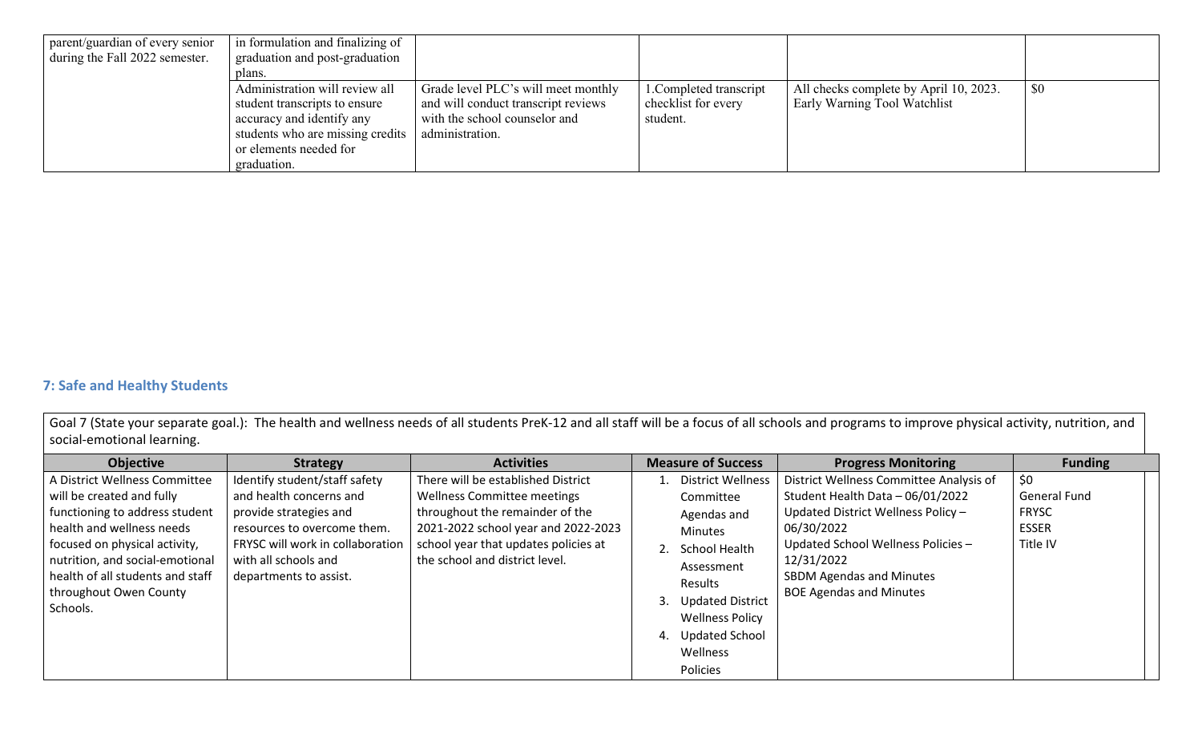| | | | | | |
|---|---|---|---|---|---|
| parent/guardian of every senior during the Fall 2022 semester. | in formulation and finalizing of graduation and post-graduation plans. | | | | |
| | Administration will review all student transcripts to ensure accuracy and identify any students who are missing credits or elements needed for graduation. | Grade level PLC's will meet monthly and will conduct transcript reviews with the school counselor and administration. | 1.Completed transcript checklist for every student. | All checks complete by April 10, 2023. Early Warning Tool Watchlist | $0 |

## 7: Safe and Healthy Students

Goal 7 (State your separate goal.): The health and wellness needs of all students PreK-12 and all staff will be a focus of all schools and programs to improve physical activity, nutrition, and social-emotional learning.

| Objective | Strategy | Activities | Measure of Success | Progress Monitoring | Funding |
|---|---|---|---|---|---|
| A District Wellness Committee will be created and fully functioning to address student health and wellness needs focused on physical activity, nutrition, and social-emotional health of all students and staff throughout Owen County Schools. | Identify student/staff safety and health concerns and provide strategies and resources to overcome them. FRYSC will work in collaboration with all schools and departments to assist. | There will be established District Wellness Committee meetings throughout the remainder of the 2021-2022 school year and 2022-2023 school year that updates policies at the school and district level. | 1. District Wellness Committee Agendas and Minutes<br>2. School Health Assessment Results<br>3. Updated District Wellness Policy<br>4. Updated School Wellness Policies | District Wellness Committee Analysis of Student Health Data – 06/01/2022<br>Updated District Wellness Policy – 06/30/2022<br>Updated School Wellness Policies – 12/31/2022<br>SBDM Agendas and Minutes<br>BOE Agendas and Minutes | $0<br>General Fund<br>FRYSC<br>ESSER<br>Title IV |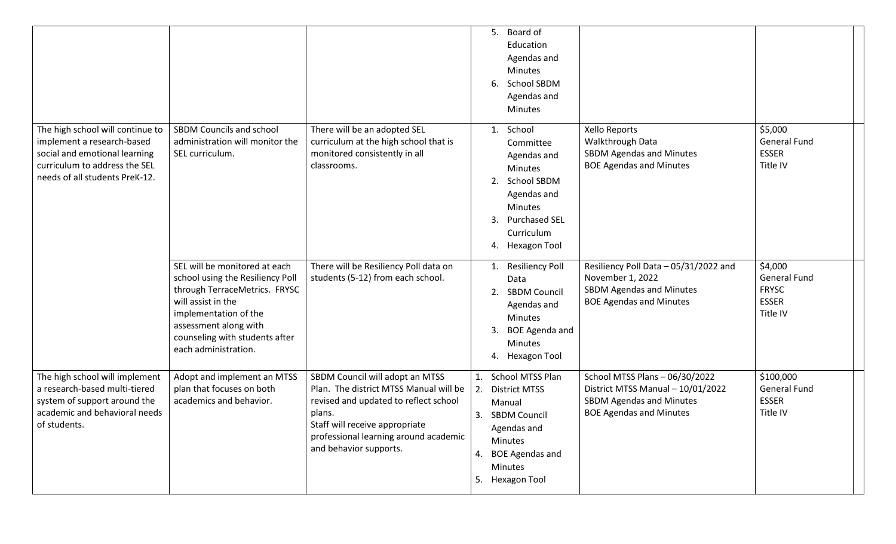| | | | | | |
|---|---|---|---|---|---|
| | | | 5. Board of Education Agendas and Minutes<br>6. School SBDM Agendas and Minutes | | |
| The high school will continue to implement a research-based social and emotional learning curriculum to address the SEL needs of all students PreK-12. | SBDM Councils and school administration will monitor the SEL curriculum. | There will be an adopted SEL curriculum at the high school that is monitored consistently in all classrooms. | 1. School Committee Agendas and Minutes<br>2. School SBDM Agendas and Minutes<br>3. Purchased SEL Curriculum<br>4. Hexagon Tool | Xello Reports<br>Walkthrough Data<br>SBDM Agendas and Minutes<br>BOE Agendas and Minutes | $5,000<br>General Fund<br>ESSER<br>Title IV |
| | SEL will be monitored at each school using the Resiliency Poll through TerraceMetrics. FRYSC will assist in the implementation of the assessment along with counseling with students after each administration. | There will be Resiliency Poll data on students (5-12) from each school. | 1. Resiliency Poll Data<br>2. SBDM Council Agendas and Minutes<br>3. BOE Agenda and Minutes<br>4. Hexagon Tool | Resiliency Poll Data – 05/31/2022 and November 1, 2022<br>SBDM Agendas and Minutes<br>BOE Agendas and Minutes | $4,000<br>General Fund<br>FRYSC<br>ESSER<br>Title IV |
| The high school will implement a research-based multi-tiered system of support around the academic and behavioral needs of students. | Adopt and implement an MTSS plan that focuses on both academics and behavior. | SBDM Council will adopt an MTSS Plan. The district MTSS Manual will be revised and updated to reflect school plans.<br>Staff will receive appropriate professional learning around academic and behavior supports. | 1. School MTSS Plan<br>2. District MTSS Manual<br>3. SBDM Council Agendas and Minutes<br>4. BOE Agendas and Minutes<br>5. Hexagon Tool | School MTSS Plans – 06/30/2022<br>District MTSS Manual – 10/01/2022<br>SBDM Agendas and Minutes<br>BOE Agendas and Minutes | $100,000<br>General Fund<br>ESSER<br>Title IV |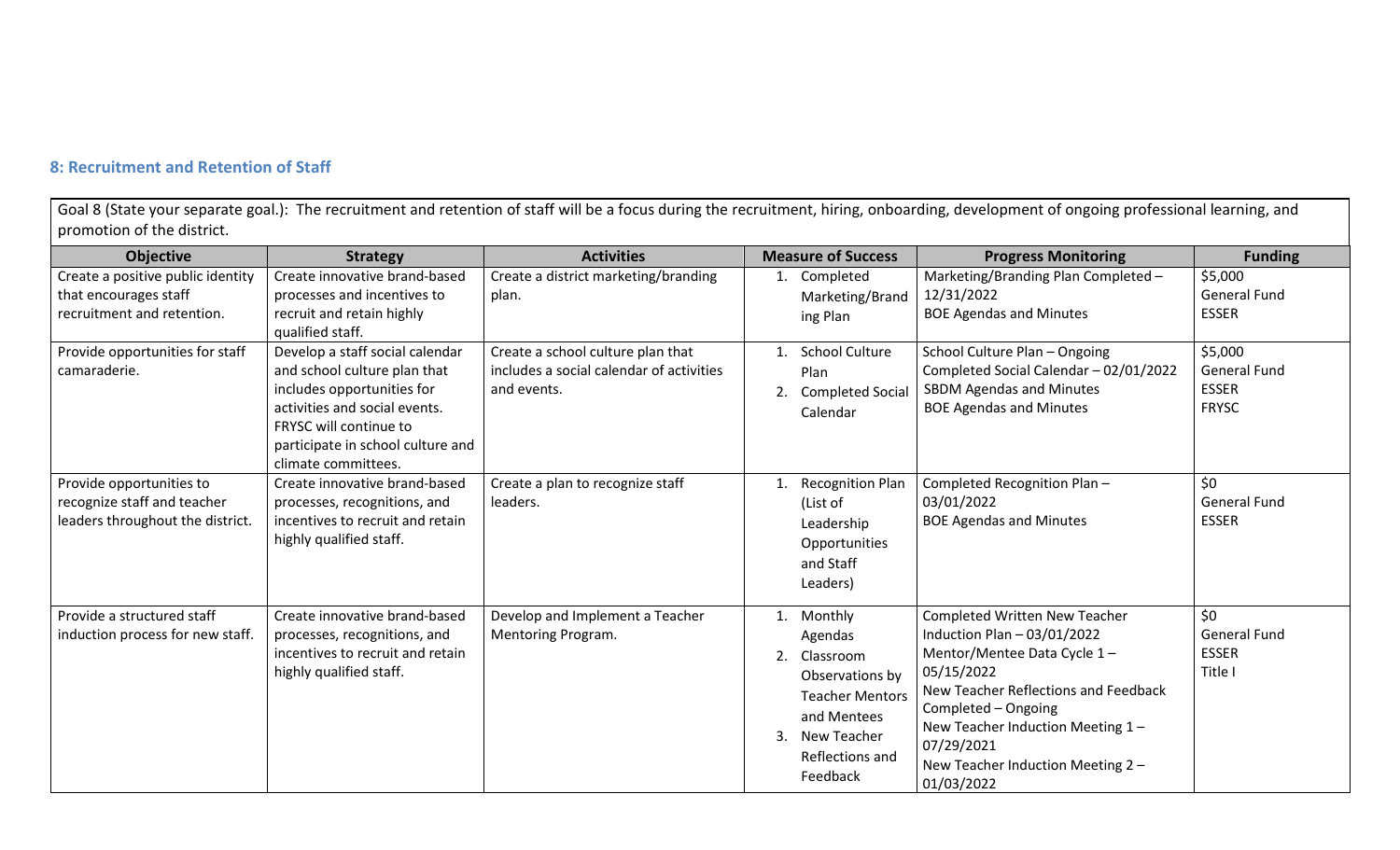### 8: Recruitment and Retention of Staff

| Goal 8 (State your separate goal.): The recruitment and retention of staff will be a focus during the recruitment, hiring, onboarding, development of ongoing professional learning, and promotion of the district. | | | | | |
|---|---|---|---|---|---|
| **Objective** | **Strategy** | **Activities** | **Measure of Success** | **Progress Monitoring** | **Funding** |
| Create a positive public identity that encourages staff recruitment and retention. | Create innovative brand-based processes and incentives to recruit and retain highly qualified staff. | Create a district marketing/branding plan. | 1. Completed Marketing/Branding Plan | Marketing/Branding Plan Completed – 12/31/2022<br>BOE Agendas and Minutes | $5,000<br>General Fund<br>ESSER |
| Provide opportunities for staff camaraderie. | Develop a staff social calendar and school culture plan that includes opportunities for activities and social events. FRYSC will continue to participate in school culture and climate committees. | Create a school culture plan that includes a social calendar of activities and events. | 1. School Culture Plan<br>2. Completed Social Calendar | School Culture Plan – Ongoing<br>Completed Social Calendar – 02/01/2022<br>SBDM Agendas and Minutes<br>BOE Agendas and Minutes | $5,000<br>General Fund<br>ESSER<br>FRYSC |
| Provide opportunities to recognize staff and teacher leaders throughout the district. | Create innovative brand-based processes, recognitions, and incentives to recruit and retain highly qualified staff. | Create a plan to recognize staff leaders. | 1. Recognition Plan (List of Leadership Opportunities and Staff Leaders) | Completed Recognition Plan – 03/01/2022<br>BOE Agendas and Minutes | $0<br>General Fund<br>ESSER |
| Provide a structured staff induction process for new staff. | Create innovative brand-based processes, recognitions, and incentives to recruit and retain highly qualified staff. | Develop and Implement a Teacher Mentoring Program. | 1. Monthly Agendas<br>2. Classroom Observations by Teacher Mentors and Mentees<br>3. New Teacher Reflections and Feedback | Completed Written New Teacher Induction Plan – 03/01/2022<br>Mentor/Mentee Data Cycle 1 – 05/15/2022<br>New Teacher Reflections and Feedback Completed – Ongoing<br>New Teacher Induction Meeting 1 – 07/29/2021<br>New Teacher Induction Meeting 2 – 01/03/2022 | $0<br>General Fund<br>ESSER<br>Title I |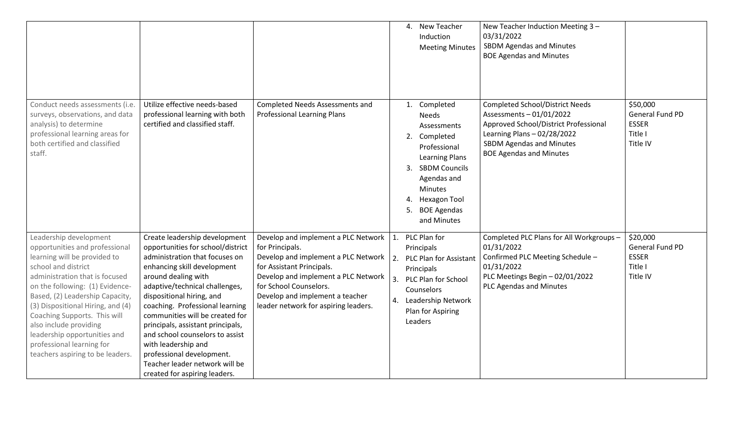| | | | | | |
|---|---|---|---|---|---|
| | | | 4. New Teacher Induction Meeting Minutes | New Teacher Induction Meeting 3 – 03/31/2022<br>SBDM Agendas and Minutes<br>BOE Agendas and Minutes | |
| Conduct needs assessments (i.e. surveys, observations, and data analysis) to determine professional learning areas for both certified and classified staff. | Utilize effective needs-based professional learning with both certified and classified staff. | Completed Needs Assessments and Professional Learning Plans | 1. Completed Needs Assessments<br>2. Completed Professional Learning Plans<br>3. SBDM Councils Agendas and Minutes<br>4. Hexagon Tool<br>5. BOE Agendas and Minutes | Completed School/District Needs Assessments – 01/01/2022<br>Approved School/District Professional Learning Plans – 02/28/2022<br>SBDM Agendas and Minutes<br>BOE Agendas and Minutes | $50,000<br>General Fund PD<br>ESSER<br>Title I<br>Title IV |
| Leadership development opportunities and professional learning will be provided to school and district administration that is focused on the following: (1) Evidence-Based, (2) Leadership Capacity, (3) Dispositional Hiring, and (4) Coaching Supports. This will also include providing leadership opportunities and professional learning for teachers aspiring to be leaders. | Create leadership development opportunities for school/district administration that focuses on enhancing skill development around dealing with adaptive/technical challenges, dispositional hiring, and coaching. Professional learning communities will be created for principals, assistant principals, and school counselors to assist with leadership and professional development. Teacher leader network will be created for aspiring leaders. | Develop and implement a PLC Network for Principals.<br>Develop and implement a PLC Network for Assistant Principals.<br>Develop and implement a PLC Network for School Counselors.<br>Develop and implement a teacher leader network for aspiring leaders. | 1. PLC Plan for Principals<br>2. PLC Plan for Assistant Principals<br>3. PLC Plan for School Counselors<br>4. Leadership Network Plan for Aspiring Leaders | Completed PLC Plans for All Workgroups – 01/31/2022<br>Confirmed PLC Meeting Schedule – 01/31/2022<br>PLC Meetings Begin – 02/01/2022<br>PLC Agendas and Minutes | $20,000<br>General Fund PD<br>ESSER<br>Title I<br>Title IV |